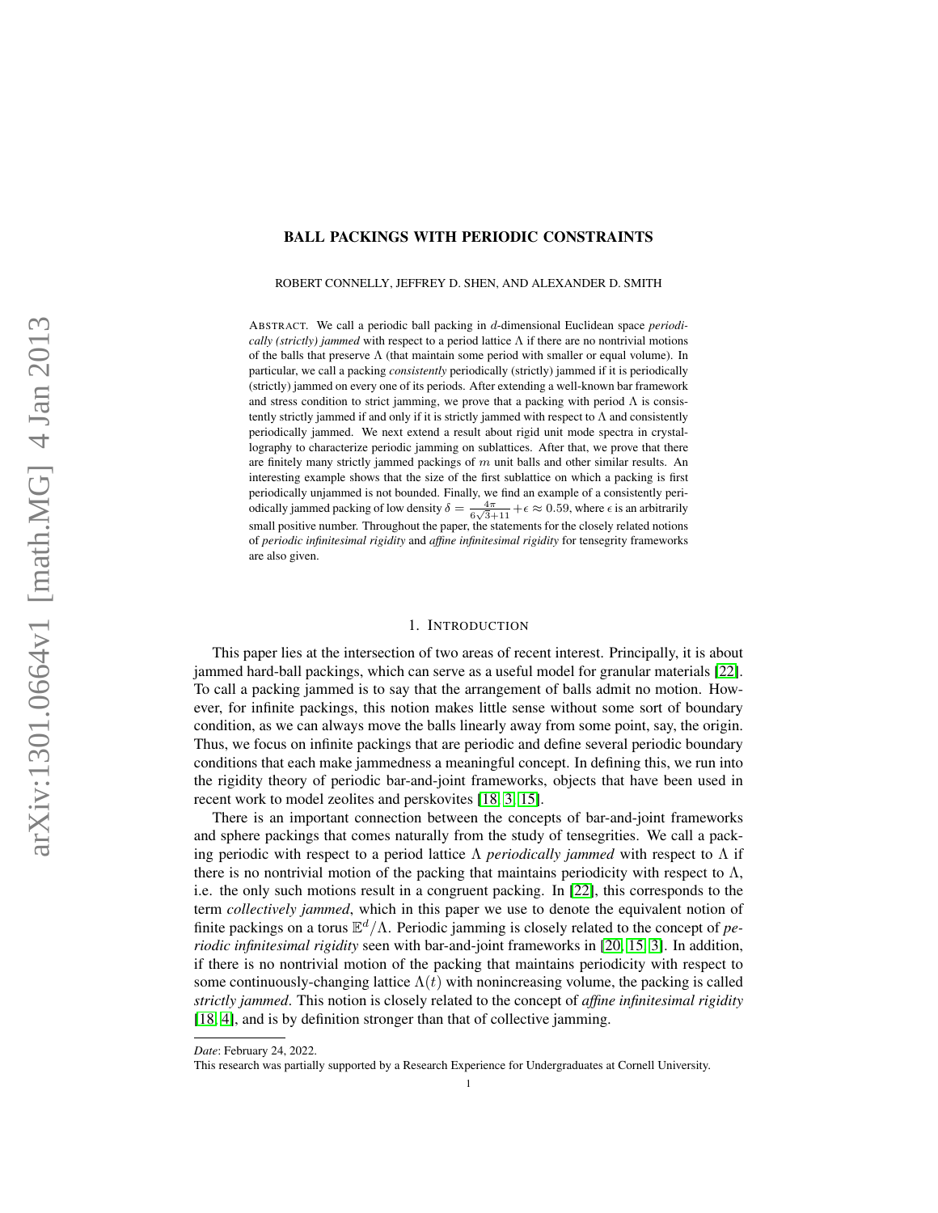# BALL PACKINGS WITH PERIODIC CONSTRAINTS

ROBERT CONNELLY, JEFFREY D. SHEN, AND ALEXANDER D. SMITH

ABSTRACT. We call a periodic ball packing in $d$-dimensional Euclidean space *periodically (strictly) jammed* with respect to a period lattice $\Lambda$ if there are no nontrivial motions of the balls that preserve $\Lambda$ (that maintain some period with smaller or equal volume). In particular, we call a packing *consistently* periodically (strictly) jammed if it is periodically (strictly) jammed on every one of its periods. After extending a well-known bar framework and stress condition to strict jamming, we prove that a packing with period $\Lambda$ is consistently strictly jammed if and only if it is strictly jammed with respect to $\Lambda$ and consistently periodically jammed. We next extend a result about rigid unit mode spectra in crystallography to characterize periodic jamming on sublattices. After that, we prove that there are finitely many strictly jammed packings of $m$ unit balls and other similar results. An interesting example shows that the size of the first sublattice on which a packing is first periodically unjammed is not bounded. Finally, we find an example of a consistently periodically jammed packing of low density $\delta = \frac{4\pi}{6\sqrt{3}+11} + \epsilon \approx 0.59$, where $\epsilon$ is an arbitrarily small positive number. Throughout the paper, the statements for the closely related notions of *periodic infinitesimal rigidity* and *affine infinitesimal rigidity* for tensegrity frameworks are also given.

## 1. INTRODUCTION

This paper lies at the intersection of two areas of recent interest. Principally, it is about jammed hard-ball packings, which can serve as a useful model for granular materials [22]. To call a packing jammed is to say that the arrangement of balls admit no motion. However, for infinite packings, this notion makes little sense without some sort of boundary condition, as we can always move the balls linearly away from some point, say, the origin. Thus, we focus on infinite packings that are periodic and define several periodic boundary conditions that each make jammedness a meaningful concept. In defining this, we run into the rigidity theory of periodic bar-and-joint frameworks, objects that have been used in recent work to model zeolites and perskovites [18, 3, 15].

There is an important connection between the concepts of bar-and-joint frameworks and sphere packings that comes naturally from the study of tensegrities. We call a packing periodic with respect to a period lattice $\Lambda$ *periodically jammed* with respect to $\Lambda$ if there is no nontrivial motion of the packing that maintains periodicity with respect to $\Lambda$, i.e. the only such motions result in a congruent packing. In [22], this corresponds to the term *collectively jammed*, which in this paper we use to denote the equivalent notion of finite packings on a torus $\mathbb{E}^d/\Lambda$. Periodic jamming is closely related to the concept of *periodic infinitesimal rigidity* seen with bar-and-joint frameworks in [20, 15, 3]. In addition, if there is no nontrivial motion of the packing that maintains periodicity with respect to some continuously-changing lattice $\Lambda(t)$ with nonincreasing volume, the packing is called *strictly jammed*. This notion is closely related to the concept of *affine infinitesimal rigidity* [18, 4], and is by definition stronger than that of collective jamming.

*Date*: February 24, 2022.

This research was partially supported by a Research Experience for Undergraduates at Cornell University.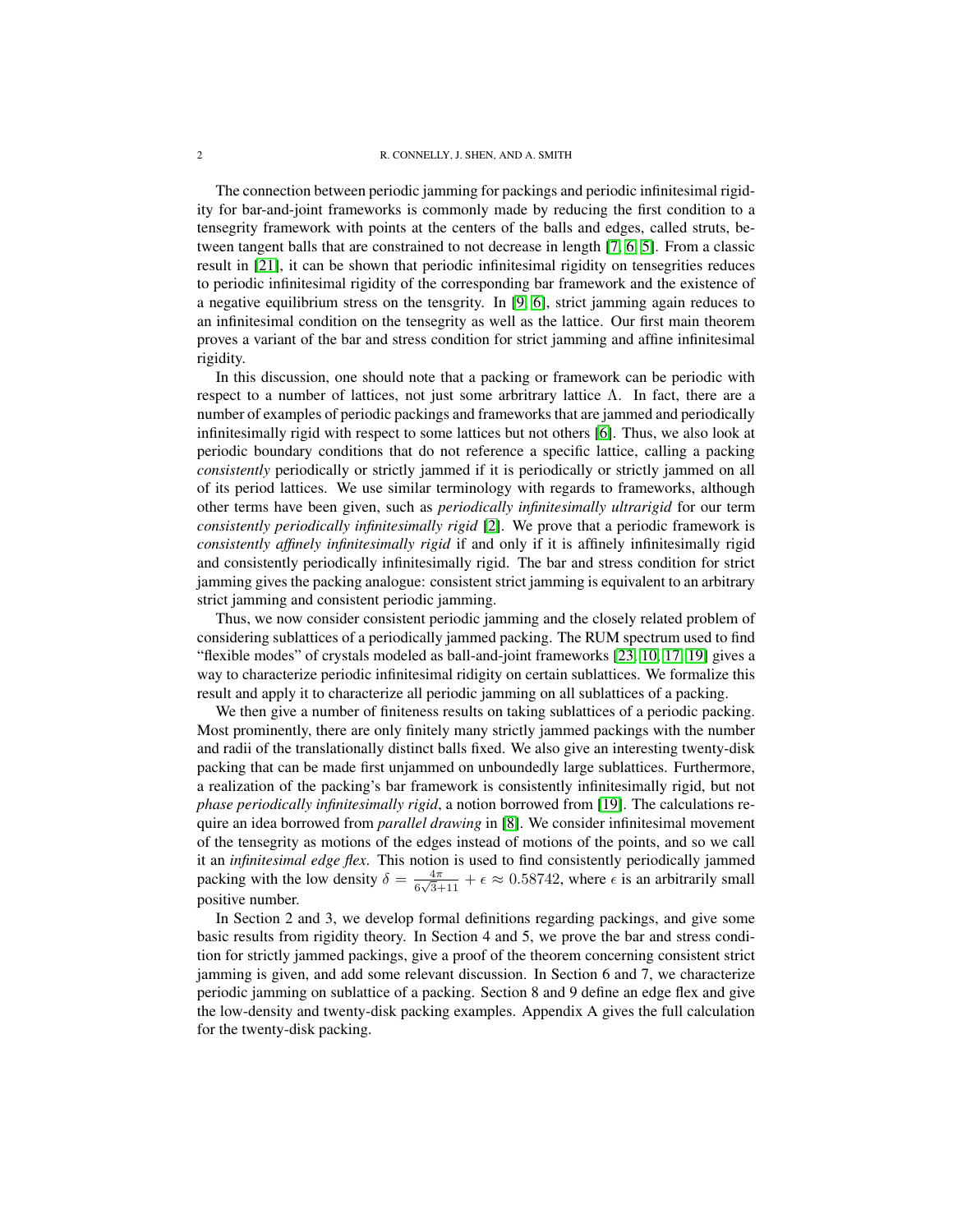The connection between periodic jamming for packings and periodic infinitesimal rigidity for bar-and-joint frameworks is commonly made by reducing the first condition to a tensegrity framework with points at the centers of the balls and edges, called struts, between tangent balls that are constrained to not decrease in length [7, 6, 5]. From a classic result in [21], it can be shown that periodic infinitesimal rigidity on tensegrities reduces to periodic infinitesimal rigidity of the corresponding bar framework and the existence of a negative equilibrium stress on the tensgrity. In [9, 6], strict jamming again reduces to an infinitesimal condition on the tensegrity as well as the lattice. Our first main theorem proves a variant of the bar and stress condition for strict jamming and affine infinitesimal rigidity.

In this discussion, one should note that a packing or framework can be periodic with respect to a number of lattices, not just some arbitrary lattice $\Lambda$. In fact, there are a number of examples of periodic packings and frameworks that are jammed and periodically infinitesimally rigid with respect to some lattices but not others [6]. Thus, we also look at periodic boundary conditions that do not reference a specific lattice, calling a packing *consistently* periodically or strictly jammed if it is periodically or strictly jammed on all of its period lattices. We use similar terminology with regards to frameworks, although other terms have been given, such as *periodically infinitesimally ultrarigid* for our term *consistently periodically infinitesimally rigid* [2]. We prove that a periodic framework is *consistently affinely infinitesimally rigid* if and only if it is affinely infinitesimally rigid and consistently periodically infinitesimally rigid. The bar and stress condition for strict jamming gives the packing analogue: consistent strict jamming is equivalent to an arbitrary strict jamming and consistent periodic jamming.

Thus, we now consider consistent periodic jamming and the closely related problem of considering sublattices of a periodically jammed packing. The RUM spectrum used to find "flexible modes" of crystals modeled as ball-and-joint frameworks [23, 10, 17, 19] gives a way to characterize periodic infinitesimal ridigity on certain sublattices. We formalize this result and apply it to characterize all periodic jamming on all sublattices of a packing.

We then give a number of finiteness results on taking sublattices of a periodic packing. Most prominently, there are only finitely many strictly jammed packings with the number and radii of the translationally distinct balls fixed. We also give an interesting twenty-disk packing that can be made first unjammed on unboundedly large sublattices. Furthermore, a realization of the packing's bar framework is consistently infinitesimally rigid, but not *phase periodically infinitesimally rigid*, a notion borrowed from [19]. The calculations require an idea borrowed from *parallel drawing* in [8]. We consider infinitesimal movement of the tensegrity as motions of the edges instead of motions of the points, and so we call it an *infinitesimal edge flex*. This notion is used to find consistently periodically jammed packing with the low density $\delta = \frac{4\pi}{6\sqrt{3}+11} + \epsilon \approx 0.58742$, where $\epsilon$ is an arbitrarily small positive number.

In Section 2 and 3, we develop formal definitions regarding packings, and give some basic results from rigidity theory. In Section 4 and 5, we prove the bar and stress condition for strictly jammed packings, give a proof of the theorem concerning consistent strict jamming is given, and add some relevant discussion. In Section 6 and 7, we characterize periodic jamming on sublattice of a packing. Section 8 and 9 define an edge flex and give the low-density and twenty-disk packing examples. Appendix A gives the full calculation for the twenty-disk packing.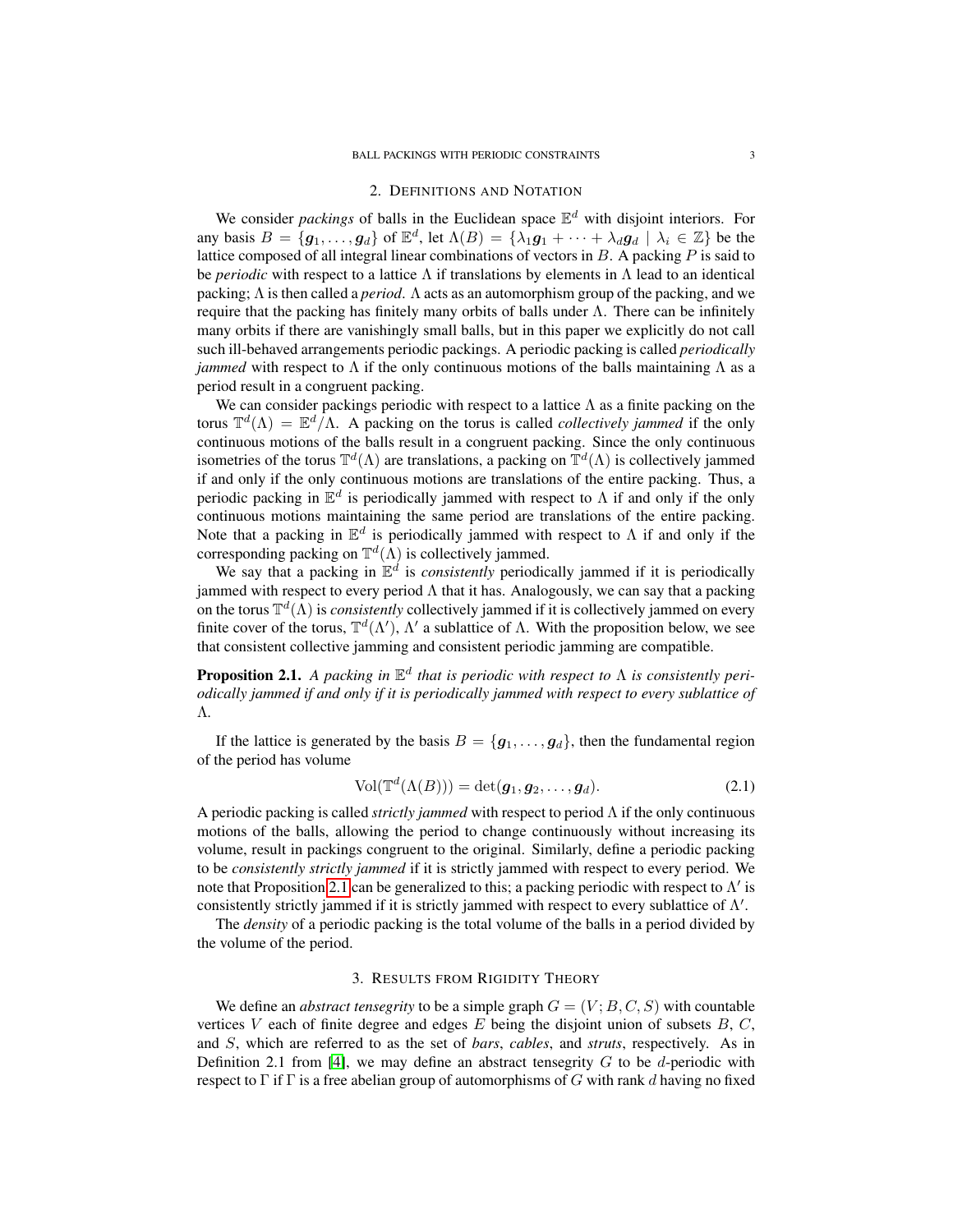## 2. Definitions and Notation

We consider *packings* of balls in the Euclidean space $\mathbb{E}^d$ with disjoint interiors. For any basis $B = \{\boldsymbol{g}_1, \ldots, \boldsymbol{g}_d\}$ of $\mathbb{E}^d$, let $\Lambda(B) = \{\lambda_1 \boldsymbol{g}_1 + \cdots + \lambda_d \boldsymbol{g}_d \mid \lambda_i \in \mathbb{Z}\}$ be the lattice composed of all integral linear combinations of vectors in $B$. A packing $P$ is said to be *periodic* with respect to a lattice $\Lambda$ if translations by elements in $\Lambda$ lead to an identical packing; $\Lambda$ is then called a *period*. $\Lambda$ acts as an automorphism group of the packing, and we require that the packing has finitely many orbits of balls under $\Lambda$. There can be infinitely many orbits if there are vanishingly small balls, but in this paper we explicitly do not call such ill-behaved arrangements periodic packings. A periodic packing is called *periodically jammed* with respect to $\Lambda$ if the only continuous motions of the balls maintaining $\Lambda$ as a period result in a congruent packing.

We can consider packings periodic with respect to a lattice $\Lambda$ as a finite packing on the torus $\mathbb{T}^d(\Lambda) = \mathbb{E}^d/\Lambda$. A packing on the torus is called *collectively jammed* if the only continuous motions of the balls result in a congruent packing. Since the only continuous isometries of the torus $\mathbb{T}^d(\Lambda)$ are translations, a packing on $\mathbb{T}^d(\Lambda)$ is collectively jammed if and only if the only continuous motions are translations of the entire packing. Thus, a periodic packing in $\mathbb{E}^d$ is periodically jammed with respect to $\Lambda$ if and only if the only continuous motions maintaining the same period are translations of the entire packing. Note that a packing in $\mathbb{E}^d$ is periodically jammed with respect to $\Lambda$ if and only if the corresponding packing on $\mathbb{T}^d(\Lambda)$ is collectively jammed.

We say that a packing in $\mathbb{E}^d$ is *consistently* periodically jammed if it is periodically jammed with respect to every period $\Lambda$ that it has. Analogously, we can say that a packing on the torus $\mathbb{T}^d(\Lambda)$ is *consistently* collectively jammed if it is collectively jammed on every finite cover of the torus, $\mathbb{T}^d(\Lambda')$, $\Lambda'$ a sublattice of $\Lambda$. With the proposition below, we see that consistent collective jamming and consistent periodic jamming are compatible.

**Proposition 2.1.** *A packing in $\mathbb{E}^d$ that is periodic with respect to $\Lambda$ is consistently periodically jammed if and only if it is periodically jammed with respect to every sublattice of $\Lambda$.*

If the lattice is generated by the basis $B = \{\boldsymbol{g}_1, \ldots, \boldsymbol{g}_d\}$, then the fundamental region of the period has volume

$$\mathrm{Vol}(\mathbb{T}^d(\Lambda(B))) = \det(\boldsymbol{g}_1, \boldsymbol{g}_2, \ldots, \boldsymbol{g}_d). \tag{2.1}$$

A periodic packing is called *strictly jammed* with respect to period $\Lambda$ if the only continuous motions of the balls, allowing the period to change continuously without increasing its volume, result in packings congruent to the original. Similarly, define a periodic packing to be *consistently strictly jammed* if it is strictly jammed with respect to every period. We note that Proposition 2.1 can be generalized to this; a packing periodic with respect to $\Lambda'$ is consistently strictly jammed if it is strictly jammed with respect to every sublattice of $\Lambda'$.

The *density* of a periodic packing is the total volume of the balls in a period divided by the volume of the period.

## 3. Results from Rigidity Theory

We define an *abstract tensegrity* to be a simple graph $G = (V; B, C, S)$ with countable vertices $V$ each of finite degree and edges $E$ being the disjoint union of subsets $B$, $C$, and $S$, which are referred to as the set of *bars*, *cables*, and *struts*, respectively. As in Definition 2.1 from [4], we may define an abstract tensegrity $G$ to be $d$-periodic with respect to $\Gamma$ if $\Gamma$ is a free abelian group of automorphisms of $G$ with rank $d$ having no fixed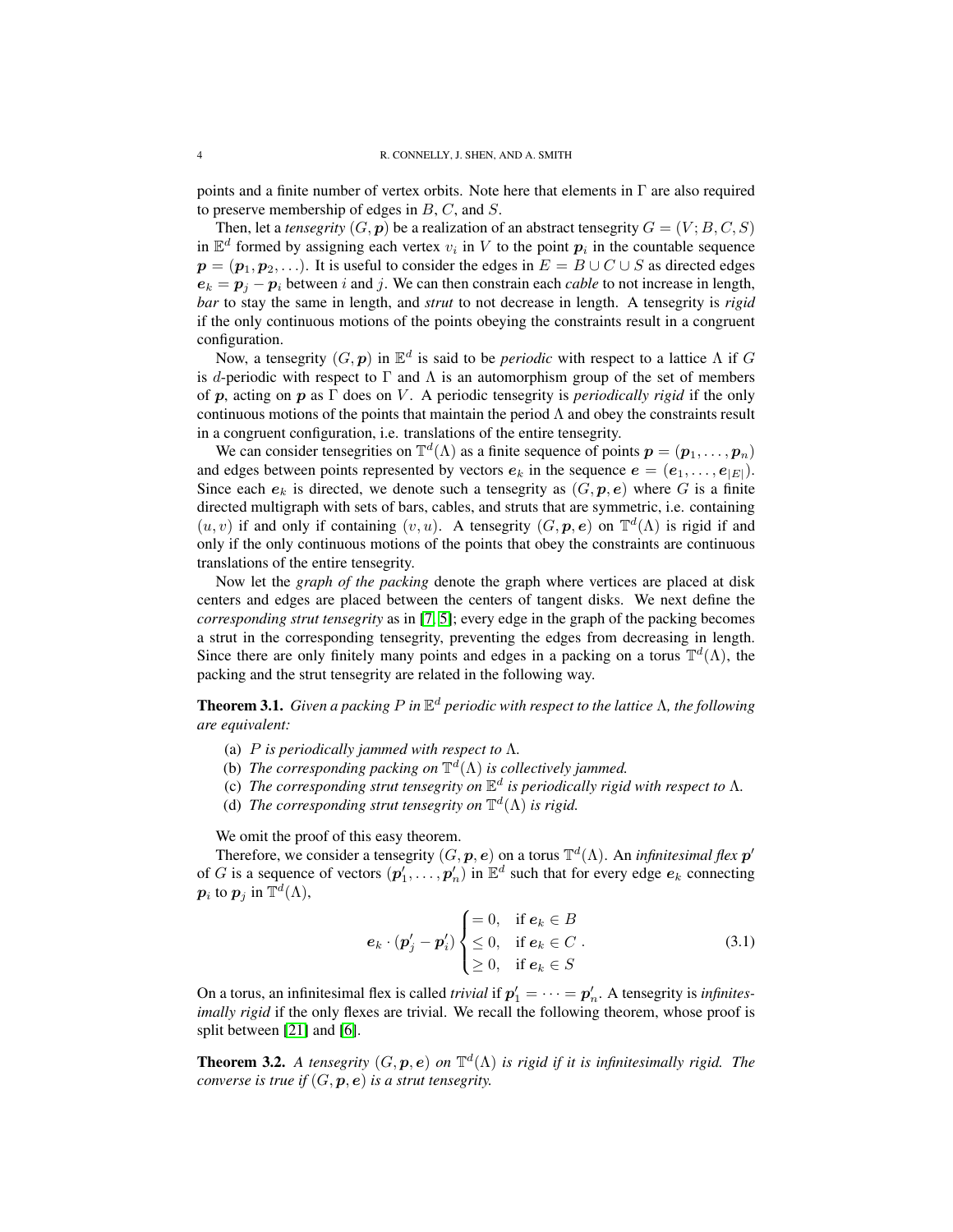points and a finite number of vertex orbits. Note here that elements in $\Gamma$ are also required to preserve membership of edges in $B$, $C$, and $S$.

Then, let a *tensegrity* $(G, \boldsymbol{p})$ be a realization of an abstract tensegrity $G = (V; B, C, S)$ in $\mathbb{E}^d$ formed by assigning each vertex $v_i$ in $V$ to the point $\boldsymbol{p}_i$ in the countable sequence $\boldsymbol{p} = (\boldsymbol{p}_1, \boldsymbol{p}_2, \ldots)$. It is useful to consider the edges in $E = B \cup C \cup S$ as directed edges $\boldsymbol{e}_k = \boldsymbol{p}_j - \boldsymbol{p}_i$ between $i$ and $j$. We can then constrain each *cable* to not increase in length, *bar* to stay the same in length, and *strut* to not decrease in length. A tensegrity is *rigid* if the only continuous motions of the points obeying the constraints result in a congruent configuration.

Now, a tensegrity $(G, \boldsymbol{p})$ in $\mathbb{E}^d$ is said to be *periodic* with respect to a lattice $\Lambda$ if $G$ is $d$-periodic with respect to $\Gamma$ and $\Lambda$ is an automorphism group of the set of members of $\boldsymbol{p}$, acting on $\boldsymbol{p}$ as $\Gamma$ does on $V$. A periodic tensegrity is *periodically rigid* if the only continuous motions of the points that maintain the period $\Lambda$ and obey the constraints result in a congruent configuration, i.e. translations of the entire tensegrity.

We can consider tensegrities on $\mathbb{T}^d(\Lambda)$ as a finite sequence of points $\boldsymbol{p} = (\boldsymbol{p}_1, \ldots, \boldsymbol{p}_n)$ and edges between points represented by vectors $\boldsymbol{e}_k$ in the sequence $\boldsymbol{e} = (\boldsymbol{e}_1, \ldots, \boldsymbol{e}_{|E|})$. Since each $\boldsymbol{e}_k$ is directed, we denote such a tensegrity as $(G, \boldsymbol{p}, \boldsymbol{e})$ where $G$ is a finite directed multigraph with sets of bars, cables, and struts that are symmetric, i.e. containing $(u, v)$ if and only if containing $(v, u)$. A tensegrity $(G, \boldsymbol{p}, \boldsymbol{e})$ on $\mathbb{T}^d(\Lambda)$ is rigid if and only if the only continuous motions of the points that obey the constraints are continuous translations of the entire tensegrity.

Now let the *graph of the packing* denote the graph where vertices are placed at disk centers and edges are placed between the centers of tangent disks. We next define the *corresponding strut tensegrity* as in [7, 5]; every edge in the graph of the packing becomes a strut in the corresponding tensegrity, preventing the edges from decreasing in length. Since there are only finitely many points and edges in a packing on a torus $\mathbb{T}^d(\Lambda)$, the packing and the strut tensegrity are related in the following way.

**Theorem 3.1.** *Given a packing $P$ in $\mathbb{E}^d$ periodic with respect to the lattice $\Lambda$, the following are equivalent:*

(a) *$P$ is periodically jammed with respect to $\Lambda$.*
(b) *The corresponding packing on $\mathbb{T}^d(\Lambda)$ is collectively jammed.*
(c) *The corresponding strut tensegrity on $\mathbb{E}^d$ is periodically rigid with respect to $\Lambda$.*
(d) *The corresponding strut tensegrity on $\mathbb{T}^d(\Lambda)$ is rigid.*

We omit the proof of this easy theorem.

Therefore, we consider a tensegrity $(G, \boldsymbol{p}, \boldsymbol{e})$ on a torus $\mathbb{T}^d(\Lambda)$. An *infinitesimal flex* $\boldsymbol{p}'$ of $G$ is a sequence of vectors $(\boldsymbol{p}'_1, \ldots, \boldsymbol{p}'_n)$ in $\mathbb{E}^d$ such that for every edge $\boldsymbol{e}_k$ connecting $\boldsymbol{p}_i$ to $\boldsymbol{p}_j$ in $\mathbb{T}^d(\Lambda)$,

$$\boldsymbol{e}_k \cdot (\boldsymbol{p}'_j - \boldsymbol{p}'_i) \begin{cases} = 0, & \text{if } \boldsymbol{e}_k \in B \\ \leq 0, & \text{if } \boldsymbol{e}_k \in C \\ \geq 0, & \text{if } \boldsymbol{e}_k \in S \end{cases}. \tag{3.1}$$

On a torus, an infinitesimal flex is called *trivial* if $\boldsymbol{p}'_1 = \cdots = \boldsymbol{p}'_n$. A tensegrity is *infinitesimally rigid* if the only flexes are trivial. We recall the following theorem, whose proof is split between [21] and [6].

**Theorem 3.2.** *A tensegrity $(G, \boldsymbol{p}, \boldsymbol{e})$ on $\mathbb{T}^d(\Lambda)$ is rigid if it is infinitesimally rigid. The converse is true if $(G, \boldsymbol{p}, \boldsymbol{e})$ is a strut tensegrity.*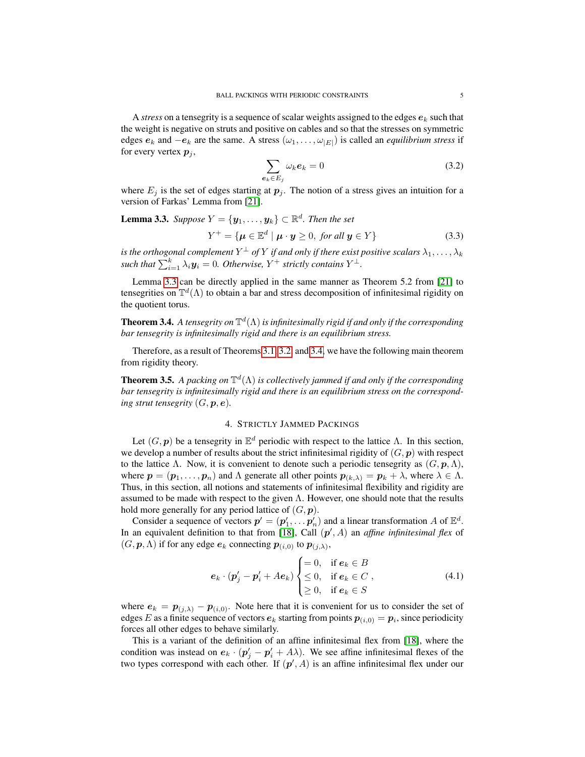A *stress* on a tensegrity is a sequence of scalar weights assigned to the edges $\boldsymbol{e}_k$ such that the weight is negative on struts and positive on cables and so that the stresses on symmetric edges $\boldsymbol{e}_k$ and $-\boldsymbol{e}_k$ are the same. A stress $(\omega_1, \dots, \omega_{|E|})$ is called an *equilibrium stress* if for every vertex $\boldsymbol{p}_j$,

$$\sum_{\boldsymbol{e}_k \in E_j} \omega_k \boldsymbol{e}_k = 0 \tag{3.2}$$

where $E_j$ is the set of edges starting at $\boldsymbol{p}_j$. The notion of a stress gives an intuition for a version of Farkas' Lemma from [21].

**Lemma 3.3.** *Suppose $Y = \{\boldsymbol{y}_1, \dots, \boldsymbol{y}_k\} \subset \mathbb{R}^d$. Then the set*

$$Y^+ = \{\boldsymbol{\mu} \in \mathbb{E}^d \mid \boldsymbol{\mu} \cdot \boldsymbol{y} \geq 0, \text{ for all } \boldsymbol{y} \in Y\} \tag{3.3}$$

*is the orthogonal complement $Y^\perp$ of $Y$ if and only if there exist positive scalars $\lambda_1, \dots, \lambda_k$ such that $\sum_{i=1}^k \lambda_i \boldsymbol{y}_i = 0$. Otherwise, $Y^+$ strictly contains $Y^\perp$.*

Lemma 3.3 can be directly applied in the same manner as Theorem 5.2 from [21] to tensegrities on $\mathbb{T}^d(\Lambda)$ to obtain a bar and stress decomposition of infinitesimal rigidity on the quotient torus.

**Theorem 3.4.** *A tensegrity on $\mathbb{T}^d(\Lambda)$ is infinitesimally rigid if and only if the corresponding bar tensegrity is infinitesimally rigid and there is an equilibrium stress.*

Therefore, as a result of Theorems 3.1, 3.2, and 3.4, we have the following main theorem from rigidity theory.

**Theorem 3.5.** *A packing on $\mathbb{T}^d(\Lambda)$ is collectively jammed if and only if the corresponding bar tensegrity is infinitesimally rigid and there is an equilibrium stress on the corresponding strut tensegrity $(G, \boldsymbol{p}, \boldsymbol{e})$.*

## 4. Strictly Jammed Packings

Let $(G, \boldsymbol{p})$ be a tensegrity in $\mathbb{E}^d$ periodic with respect to the lattice $\Lambda$. In this section, we develop a number of results about the strict infinitesimal rigidity of $(G, \boldsymbol{p})$ with respect to the lattice $\Lambda$. Now, it is convenient to denote such a periodic tensegrity as $(G, \boldsymbol{p}, \Lambda)$, where $\boldsymbol{p} = (\boldsymbol{p}_1, \dots, \boldsymbol{p}_n)$ and $\Lambda$ generate all other points $\boldsymbol{p}_{(k,\lambda)} = \boldsymbol{p}_k + \lambda$, where $\lambda \in \Lambda$. Thus, in this section, all notions and statements of infinitesimal flexibility and rigidity are assumed to be made with respect to the given $\Lambda$. However, one should note that the results hold more generally for any period lattice of $(G, \boldsymbol{p})$.

Consider a sequence of vectors $\boldsymbol{p}' = (\boldsymbol{p}'_1, \dots \boldsymbol{p}'_n)$ and a linear transformation $A$ of $\mathbb{E}^d$. In an equivalent definition to that from [18], Call $(\boldsymbol{p}', A)$ an *affine infinitesimal flex* of $(G, \boldsymbol{p}, \Lambda)$ if for any edge $\boldsymbol{e}_k$ connecting $\boldsymbol{p}_{(i,0)}$ to $\boldsymbol{p}_{(j,\lambda)}$,

$$\boldsymbol{e}_k \cdot (\boldsymbol{p}'_j - \boldsymbol{p}'_i + A\boldsymbol{e}_k) \begin{cases} = 0, & \text{if } \boldsymbol{e}_k \in B \\ \leq 0, & \text{if } \boldsymbol{e}_k \in C \\ \geq 0, & \text{if } \boldsymbol{e}_k \in S \end{cases}, \tag{4.1}$$

where $\boldsymbol{e}_k = \boldsymbol{p}_{(j,\lambda)} - \boldsymbol{p}_{(i,0)}$. Note here that it is convenient for us to consider the set of edges $E$ as a finite sequence of vectors $\boldsymbol{e}_k$ starting from points $\boldsymbol{p}_{(i,0)} = \boldsymbol{p}_i$, since periodicity forces all other edges to behave similarly.

This is a variant of the definition of an affine infinitesimal flex from [18], where the condition was instead on $\boldsymbol{e}_k \cdot (\boldsymbol{p}'_j - \boldsymbol{p}'_i + A\lambda)$. We see affine infinitesimal flexes of the two types correspond with each other. If $(\boldsymbol{p}', A)$ is an affine infinitesimal flex under our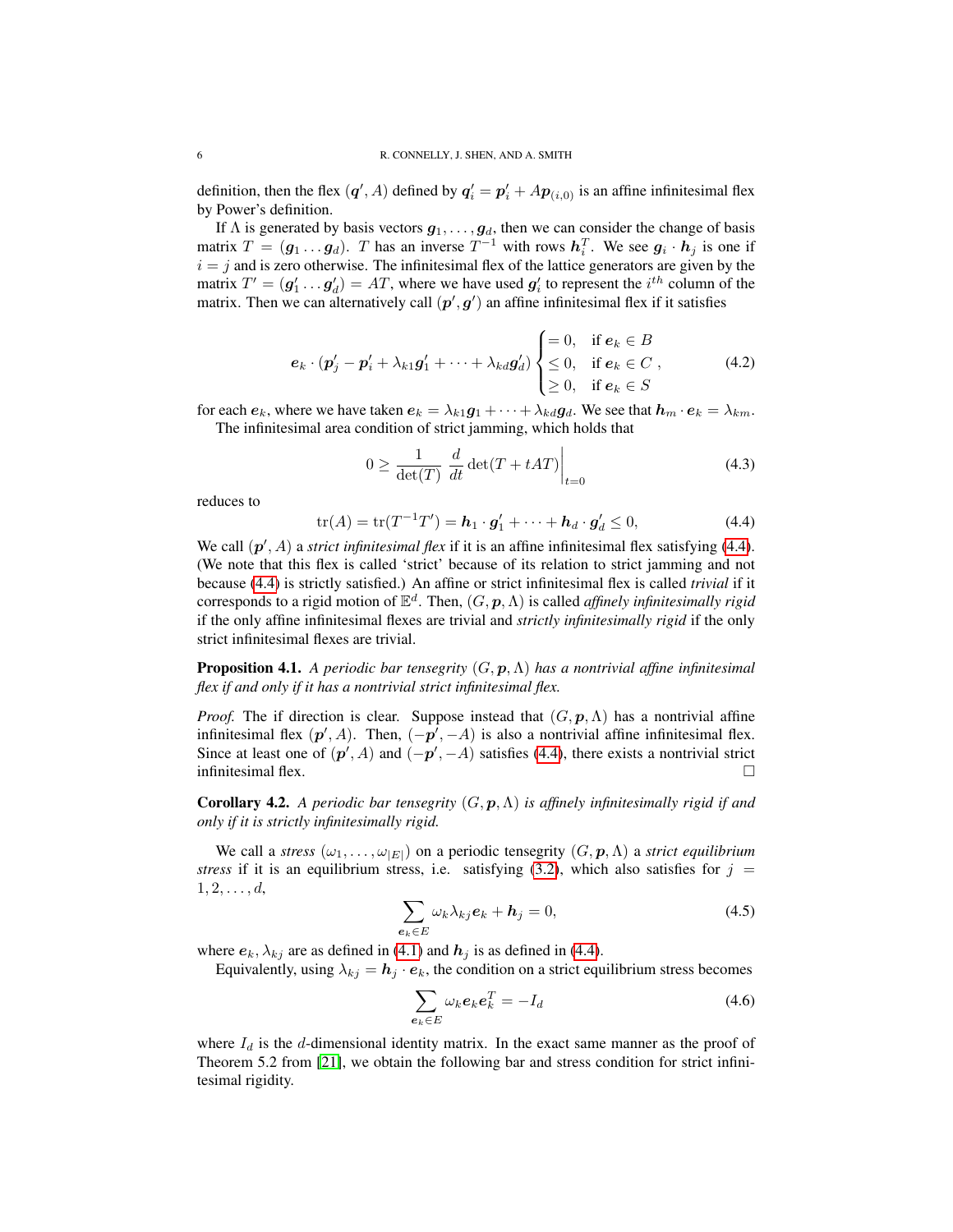definition, then the flex $(\boldsymbol{q}', A)$ defined by $\boldsymbol{q}'_i = \boldsymbol{p}'_i + A\boldsymbol{p}_{(i,0)}$ is an affine infinitesimal flex by Power's definition.

If $\Lambda$ is generated by basis vectors $\boldsymbol{g}_1, \ldots, \boldsymbol{g}_d$, then we can consider the change of basis matrix $T = (\boldsymbol{g}_1 \ldots \boldsymbol{g}_d)$. $T$ has an inverse $T^{-1}$ with rows $\boldsymbol{h}_i^T$. We see $\boldsymbol{g}_i \cdot \boldsymbol{h}_j$ is one if $i = j$ and is zero otherwise. The infinitesimal flex of the lattice generators are given by the matrix $T' = (\boldsymbol{g}'_1 \ldots \boldsymbol{g}'_d) = AT$, where we have used $\boldsymbol{g}'_i$ to represent the $i^{th}$ column of the matrix. Then we can alternatively call $(\boldsymbol{p}', \boldsymbol{g}')$ an affine infinitesimal flex if it satisfies

$$\boldsymbol{e}_k \cdot (\boldsymbol{p}'_j - \boldsymbol{p}'_i + \lambda_{k1}\boldsymbol{g}'_1 + \cdots + \lambda_{kd}\boldsymbol{g}'_d) \begin{cases} = 0, & \text{if } \boldsymbol{e}_k \in B \\ \leq 0, & \text{if } \boldsymbol{e}_k \in C \\ \geq 0, & \text{if } \boldsymbol{e}_k \in S \end{cases}, \tag{4.2}$$

for each $\boldsymbol{e}_k$, where we have taken $\boldsymbol{e}_k = \lambda_{k1}\boldsymbol{g}_1 + \cdots + \lambda_{kd}\boldsymbol{g}_d$. We see that $\boldsymbol{h}_m \cdot \boldsymbol{e}_k = \lambda_{km}$.

The infinitesimal area condition of strict jamming, which holds that

$$0 \geq \frac{1}{\det(T)} \left. \frac{d}{dt} \det(T + tAT) \right|_{t=0} \tag{4.3}$$

reduces to

$$\operatorname{tr}(A) = \operatorname{tr}(T^{-1}T') = \boldsymbol{h}_1 \cdot \boldsymbol{g}'_1 + \cdots + \boldsymbol{h}_d \cdot \boldsymbol{g}'_d \leq 0, \tag{4.4}$$

We call $(\boldsymbol{p}', A)$ a *strict infinitesimal flex* if it is an affine infinitesimal flex satisfying (4.4). (We note that this flex is called 'strict' because of its relation to strict jamming and not because (4.4) is strictly satisfied.) An affine or strict infinitesimal flex is called *trivial* if it corresponds to a rigid motion of $\mathbb{E}^d$. Then, $(G, \boldsymbol{p}, \Lambda)$ is called *affinely infinitesimally rigid* if the only affine infinitesimal flexes are trivial and *strictly infinitesimally rigid* if the only strict infinitesimal flexes are trivial.

**Proposition 4.1.** *A periodic bar tensegrity $(G, \boldsymbol{p}, \Lambda)$ has a nontrivial affine infinitesimal flex if and only if it has a nontrivial strict infinitesimal flex.*

*Proof.* The if direction is clear. Suppose instead that $(G, \boldsymbol{p}, \Lambda)$ has a nontrivial affine infinitesimal flex $(\boldsymbol{p}', A)$. Then, $(-\boldsymbol{p}', -A)$ is also a nontrivial affine infinitesimal flex. Since at least one of $(\boldsymbol{p}', A)$ and $(-\boldsymbol{p}', -A)$ satisfies (4.4), there exists a nontrivial strict infinitesimal flex. □

**Corollary 4.2.** *A periodic bar tensegrity $(G, \boldsymbol{p}, \Lambda)$ is affinely infinitesimally rigid if and only if it is strictly infinitesimally rigid.*

We call a *stress* $(\omega_1, \ldots, \omega_{|E|})$ on a periodic tensegrity $(G, \boldsymbol{p}, \Lambda)$ a *strict equilibrium stress* if it is an equilibrium stress, i.e. satisfying (3.2), which also satisfies for $j = 1, 2, \ldots, d$,

$$\sum_{\boldsymbol{e}_k \in E} \omega_k \lambda_{kj} \boldsymbol{e}_k + \boldsymbol{h}_j = 0, \tag{4.5}$$

where $\boldsymbol{e}_k, \lambda_{kj}$ are as defined in (4.1) and $\boldsymbol{h}_j$ is as defined in (4.4).

Equivalently, using $\lambda_{kj} = \boldsymbol{h}_j \cdot \boldsymbol{e}_k$, the condition on a strict equilibrium stress becomes

$$\sum_{\boldsymbol{e}_k \in E} \omega_k \boldsymbol{e}_k \boldsymbol{e}_k^T = -I_d \tag{4.6}$$

where $I_d$ is the $d$-dimensional identity matrix. In the exact same manner as the proof of Theorem 5.2 from [21], we obtain the following bar and stress condition for strict infinitesimal rigidity.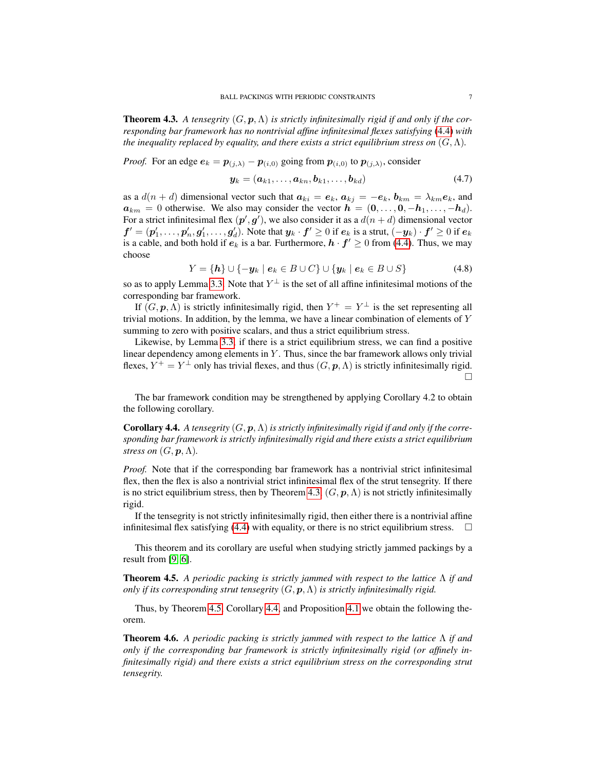**Theorem 4.3.** *A tensegrity $(G, \boldsymbol{p}, \Lambda)$ is strictly infinitesimally rigid if and only if the corresponding bar framework has no nontrivial affine infinitesimal flexes satisfying (4.4) with the inequality replaced by equality, and there exists a strict equilibrium stress on $(G, \Lambda)$.*

*Proof.* For an edge $\boldsymbol{e}_k = \boldsymbol{p}_{(j,\lambda)} - \boldsymbol{p}_{(i,0)}$ going from $\boldsymbol{p}_{(i,0)}$ to $\boldsymbol{p}_{(j,\lambda)}$, consider

$$\boldsymbol{y}_k = (\boldsymbol{a}_{k1}, \ldots, \boldsymbol{a}_{kn}, \boldsymbol{b}_{k1}, \ldots, \boldsymbol{b}_{kd}) \tag{4.7}$$

as a $d(n + d)$ dimensional vector such that $\boldsymbol{a}_{ki} = \boldsymbol{e}_k$, $\boldsymbol{a}_{kj} = -\boldsymbol{e}_k$, $\boldsymbol{b}_{km} = \lambda_{km}\boldsymbol{e}_k$, and $\boldsymbol{a}_{km} = 0$ otherwise. We also may consider the vector $\boldsymbol{h} = (\boldsymbol{0}, \ldots, \boldsymbol{0}, -\boldsymbol{h}_1, \ldots, -\boldsymbol{h}_d)$. For a strict infinitesimal flex $(\boldsymbol{p}', \boldsymbol{g}')$, we also consider it as a $d(n + d)$ dimensional vector $\boldsymbol{f}' = (\boldsymbol{p}'_1, \ldots, \boldsymbol{p}'_n, \boldsymbol{g}'_1, \ldots, \boldsymbol{g}'_d)$. Note that $\boldsymbol{y}_k \cdot \boldsymbol{f}' \geq 0$ if $\boldsymbol{e}_k$ is a strut, $(-\boldsymbol{y}_k) \cdot \boldsymbol{f}' \geq 0$ if $\boldsymbol{e}_k$ is a cable, and both hold if $\boldsymbol{e}_k$ is a bar. Furthermore, $\boldsymbol{h} \cdot \boldsymbol{f}' \geq 0$ from (4.4). Thus, we may choose

$$Y = \{\boldsymbol{h}\} \cup \{-\boldsymbol{y}_k \mid \boldsymbol{e}_k \in B \cup C\} \cup \{\boldsymbol{y}_k \mid \boldsymbol{e}_k \in B \cup S\} \tag{4.8}$$

so as to apply Lemma 3.3. Note that $Y^\perp$ is the set of all affine infinitesimal motions of the corresponding bar framework.

If $(G, \boldsymbol{p}, \Lambda)$ is strictly infinitesimally rigid, then $Y^+ = Y^\perp$ is the set representing all trivial motions. In addition, by the lemma, we have a linear combination of elements of $Y$ summing to zero with positive scalars, and thus a strict equilibrium stress.

Likewise, by Lemma 3.3, if there is a strict equilibrium stress, we can find a positive linear dependency among elements in $Y$. Thus, since the bar framework allows only trivial flexes, $Y^+ = Y^\perp$ only has trivial flexes, and thus $(G, \boldsymbol{p}, \Lambda)$ is strictly infinitesimally rigid. □

The bar framework condition may be strengthened by applying Corollary 4.2 to obtain the following corollary.

**Corollary 4.4.** *A tensegrity $(G, \boldsymbol{p}, \Lambda)$ is strictly infinitesimally rigid if and only if the corresponding bar framework is strictly infinitesimally rigid and there exists a strict equilibrium stress on $(G, \boldsymbol{p}, \Lambda)$.*

*Proof.* Note that if the corresponding bar framework has a nontrivial strict infinitesimal flex, then the flex is also a nontrivial strict infinitesimal flex of the strut tensegrity. If there is no strict equilibrium stress, then by Theorem 4.3, $(G, \boldsymbol{p}, \Lambda)$ is not strictly infinitesimally rigid.

If the tensegrity is not strictly infinitesimally rigid, then either there is a nontrivial affine infinitesimal flex satisfying (4.4) with equality, or there is no strict equilibrium stress. □

This theorem and its corollary are useful when studying strictly jammed packings by a result from [9, 6].

**Theorem 4.5.** *A periodic packing is strictly jammed with respect to the lattice $\Lambda$ if and only if its corresponding strut tensegrity $(G, \boldsymbol{p}, \Lambda)$ is strictly infinitesimally rigid.*

Thus, by Theorem 4.5, Corollary 4.4, and Proposition 4.1 we obtain the following theorem.

**Theorem 4.6.** *A periodic packing is strictly jammed with respect to the lattice $\Lambda$ if and only if the corresponding bar framework is strictly infinitesimally rigid (or affinely infinitesimally rigid) and there exists a strict equilibrium stress on the corresponding strut tensegrity.*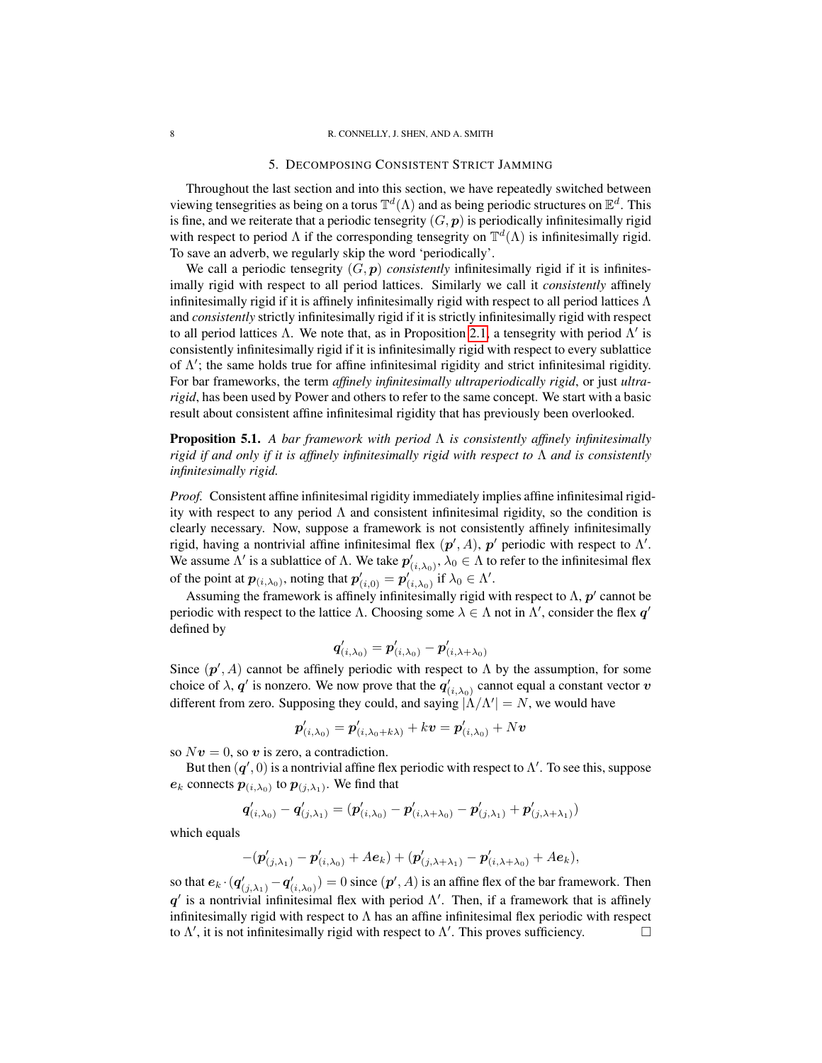## 5. Decomposing Consistent Strict Jamming

Throughout the last section and into this section, we have repeatedly switched between viewing tensegrities as being on a torus $\mathbb{T}^d(\Lambda)$ and as being periodic structures on $\mathbb{E}^d$. This is fine, and we reiterate that a periodic tensegrity $(G, \boldsymbol{p})$ is periodically infinitesimally rigid with respect to period $\Lambda$ if the corresponding tensegrity on $\mathbb{T}^d(\Lambda)$ is infinitesimally rigid. To save an adverb, we regularly skip the word 'periodically'.

We call a periodic tensegrity $(G, \boldsymbol{p})$ *consistently* infinitesimally rigid if it is infinitesimally rigid with respect to all period lattices. Similarly we call it *consistently* affinely infinitesimally rigid if it is affinely infinitesimally rigid with respect to all period lattices $\Lambda$ and *consistently* strictly infinitesimally rigid if it is strictly infinitesimally rigid with respect to all period lattices $\Lambda$. We note that, as in Proposition 2.1, a tensegrity with period $\Lambda'$ is consistently infinitesimally rigid if it is infinitesimally rigid with respect to every sublattice of $\Lambda'$; the same holds true for affine infinitesimal rigidity and strict infinitesimal rigidity. For bar frameworks, the term *affinely infinitesimally ultraperiodically rigid*, or just *ultrarigid*, has been used by Power and others to refer to the same concept. We start with a basic result about consistent affine infinitesimal rigidity that has previously been overlooked.

**Proposition 5.1.** *A bar framework with period $\Lambda$ is consistently affinely infinitesimally rigid if and only if it is affinely infinitesimally rigid with respect to $\Lambda$ and is consistently infinitesimally rigid.*

*Proof.* Consistent affine infinitesimal rigidity immediately implies affine infinitesimal rigidity with respect to any period $\Lambda$ and consistent infinitesimal rigidity, so the condition is clearly necessary. Now, suppose a framework is not consistently affinely infinitesimally rigid, having a nontrivial affine infinitesimal flex $(\boldsymbol{p}', A)$, $\boldsymbol{p}'$ periodic with respect to $\Lambda'$. We assume $\Lambda'$ is a sublattice of $\Lambda$. We take $\boldsymbol{p}'_{(i,\lambda_0)}$, $\lambda_0 \in \Lambda$ to refer to the infinitesimal flex of the point at $\boldsymbol{p}_{(i,\lambda_0)}$, noting that $\boldsymbol{p}'_{(i,0)} = \boldsymbol{p}'_{(i,\lambda_0)}$ if $\lambda_0 \in \Lambda'$.

Assuming the framework is affinely infinitesimally rigid with respect to $\Lambda$, $\boldsymbol{p}'$ cannot be periodic with respect to the lattice $\Lambda$. Choosing some $\lambda \in \Lambda$ not in $\Lambda'$, consider the flex $\boldsymbol{q}'$ defined by

$$\boldsymbol{q}'_{(i,\lambda_0)} = \boldsymbol{p}'_{(i,\lambda_0)} - \boldsymbol{p}'_{(i,\lambda+\lambda_0)}$$

Since $(\boldsymbol{p}', A)$ cannot be affinely periodic with respect to $\Lambda$ by the assumption, for some choice of $\lambda$, $\boldsymbol{q}'$ is nonzero. We now prove that the $\boldsymbol{q}'_{(i,\lambda_0)}$ cannot equal a constant vector $\boldsymbol{v}$ different from zero. Supposing they could, and saying $|\Lambda/\Lambda'| = N$, we would have

$$\boldsymbol{p}'_{(i,\lambda_0)} = \boldsymbol{p}'_{(i,\lambda_0+k\lambda)} + k\boldsymbol{v} = \boldsymbol{p}'_{(i,\lambda_0)} + N\boldsymbol{v}$$

so $N\boldsymbol{v} = 0$, so $\boldsymbol{v}$ is zero, a contradiction.

But then $(\boldsymbol{q}', 0)$ is a nontrivial affine flex periodic with respect to $\Lambda'$. To see this, suppose $\boldsymbol{e}_k$ connects $\boldsymbol{p}_{(i,\lambda_0)}$ to $\boldsymbol{p}_{(j,\lambda_1)}$. We find that

$$\boldsymbol{q}'_{(i,\lambda_0)} - \boldsymbol{q}'_{(j,\lambda_1)} = (\boldsymbol{p}'_{(i,\lambda_0)} - \boldsymbol{p}'_{(i,\lambda+\lambda_0)} - \boldsymbol{p}'_{(j,\lambda_1)} + \boldsymbol{p}'_{(j,\lambda+\lambda_1)})$$

which equals

$$-(\boldsymbol{p}'_{(j,\lambda_1)} - \boldsymbol{p}'_{(i,\lambda_0)} + A\boldsymbol{e}_k) + (\boldsymbol{p}'_{(j,\lambda+\lambda_1)} - \boldsymbol{p}'_{(i,\lambda+\lambda_0)} + A\boldsymbol{e}_k),$$

so that $\boldsymbol{e}_k \cdot (\boldsymbol{q}'_{(j,\lambda_1)} - \boldsymbol{q}'_{(i,\lambda_0)}) = 0$ since $(\boldsymbol{p}', A)$ is an affine flex of the bar framework. Then $\boldsymbol{q}'$ is a nontrivial infinitesimal flex with period $\Lambda'$. Then, if a framework that is affinely infinitesimally rigid with respect to $\Lambda$ has an affine infinitesimal flex periodic with respect to $\Lambda'$, it is not infinitesimally rigid with respect to $\Lambda'$. This proves sufficiency. $\square$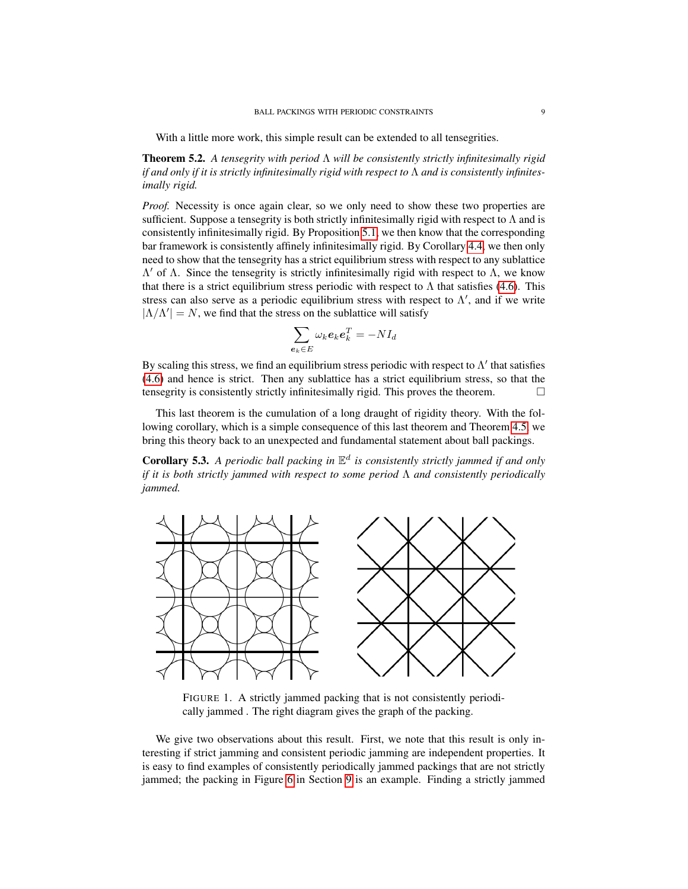With a little more work, this simple result can be extended to all tensegrities.

**Theorem 5.2.** *A tensegrity with period $\Lambda$ will be consistently strictly infinitesimally rigid if and only if it is strictly infinitesimally rigid with respect to $\Lambda$ and is consistently infinitesimally rigid.*

*Proof.* Necessity is once again clear, so we only need to show these two properties are sufficient. Suppose a tensegrity is both strictly infinitesimally rigid with respect to $\Lambda$ and is consistently infinitesimally rigid. By Proposition 5.1, we then know that the corresponding bar framework is consistently affinely infinitesimally rigid. By Corollary 4.4, we then only need to show that the tensegrity has a strict equilibrium stress with respect to any sublattice $\Lambda'$ of $\Lambda$. Since the tensegrity is strictly infinitesimally rigid with respect to $\Lambda$, we know that there is a strict equilibrium stress periodic with respect to $\Lambda$ that satisfies (4.6). This stress can also serve as a periodic equilibrium stress with respect to $\Lambda'$, and if we write $|\Lambda/\Lambda'| = N$, we find that the stress on the sublattice will satisfy

$$\sum_{\boldsymbol{e}_k \in E} \omega_k \boldsymbol{e}_k \boldsymbol{e}_k^T = -N I_d$$

By scaling this stress, we find an equilibrium stress periodic with respect to $\Lambda'$ that satisfies (4.6) and hence is strict. Then any sublattice has a strict equilibrium stress, so that the tensegrity is consistently strictly infinitesimally rigid. This proves the theorem. □

This last theorem is the cumulation of a long draught of rigidity theory. With the following corollary, which is a simple consequence of this last theorem and Theorem 4.5, we bring this theory back to an unexpected and fundamental statement about ball packings.

**Corollary 5.3.** *A periodic ball packing in $\mathbb{E}^d$ is consistently strictly jammed if and only if it is both strictly jammed with respect to some period $\Lambda$ and consistently periodically jammed.*

FIGURE 1. A strictly jammed packing that is not consistently periodically jammed . The right diagram gives the graph of the packing.

We give two observations about this result. First, we note that this result is only interesting if strict jamming and consistent periodic jamming are independent properties. It is easy to find examples of consistently periodically jammed packings that are not strictly jammed; the packing in Figure 6 in Section 9 is an example. Finding a strictly jammed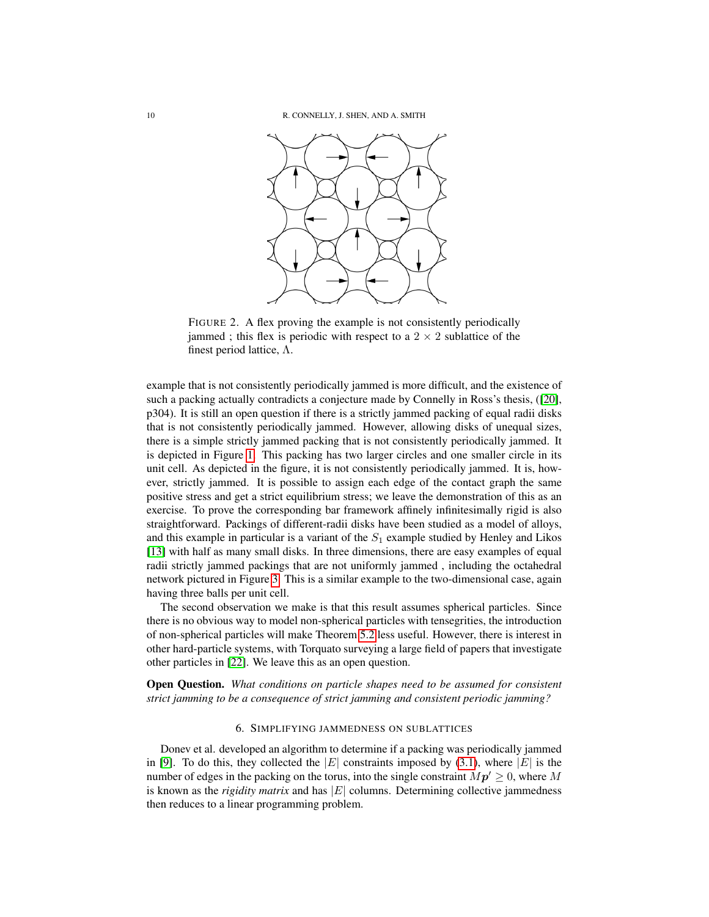FIGURE 2. A flex proving the example is not consistently periodically jammed ; this flex is periodic with respect to a $2 \times 2$ sublattice of the finest period lattice, $\Lambda$.

example that is not consistently periodically jammed is more difficult, and the existence of such a packing actually contradicts a conjecture made by Connelly in Ross's thesis, ([20], p304). It is still an open question if there is a strictly jammed packing of equal radii disks that is not consistently periodically jammed. However, allowing disks of unequal sizes, there is a simple strictly jammed packing that is not consistently periodically jammed. It is depicted in Figure 1. This packing has two larger circles and one smaller circle in its unit cell. As depicted in the figure, it is not consistently periodically jammed. It is, however, strictly jammed. It is possible to assign each edge of the contact graph the same positive stress and get a strict equilibrium stress; we leave the demonstration of this as an exercise. To prove the corresponding bar framework affinely infinitesimally rigid is also straightforward. Packings of different-radii disks have been studied as a model of alloys, and this example in particular is a variant of the $S_1$ example studied by Henley and Likos [13] with half as many small disks. In three dimensions, there are easy examples of equal radii strictly jammed packings that are not uniformly jammed , including the octahedral network pictured in Figure 3. This is a similar example to the two-dimensional case, again having three balls per unit cell.

The second observation we make is that this result assumes spherical particles. Since there is no obvious way to model non-spherical particles with tensegrities, the introduction of non-spherical particles will make Theorem 5.2 less useful. However, there is interest in other hard-particle systems, with Torquato surveying a large field of papers that investigate other particles in [22]. We leave this as an open question.

**Open Question.** *What conditions on particle shapes need to be assumed for consistent strict jamming to be a consequence of strict jamming and consistent periodic jamming?*

## 6. SIMPLIFYING JAMMEDNESS ON SUBLATTICES

Donev et al. developed an algorithm to determine if a packing was periodically jammed in [9]. To do this, they collected the $|E|$ constraints imposed by (3.1), where $|E|$ is the number of edges in the packing on the torus, into the single constraint $M\boldsymbol{p}' \geq 0$, where $M$ is known as the *rigidity matrix* and has $|E|$ columns. Determining collective jammedness then reduces to a linear programming problem.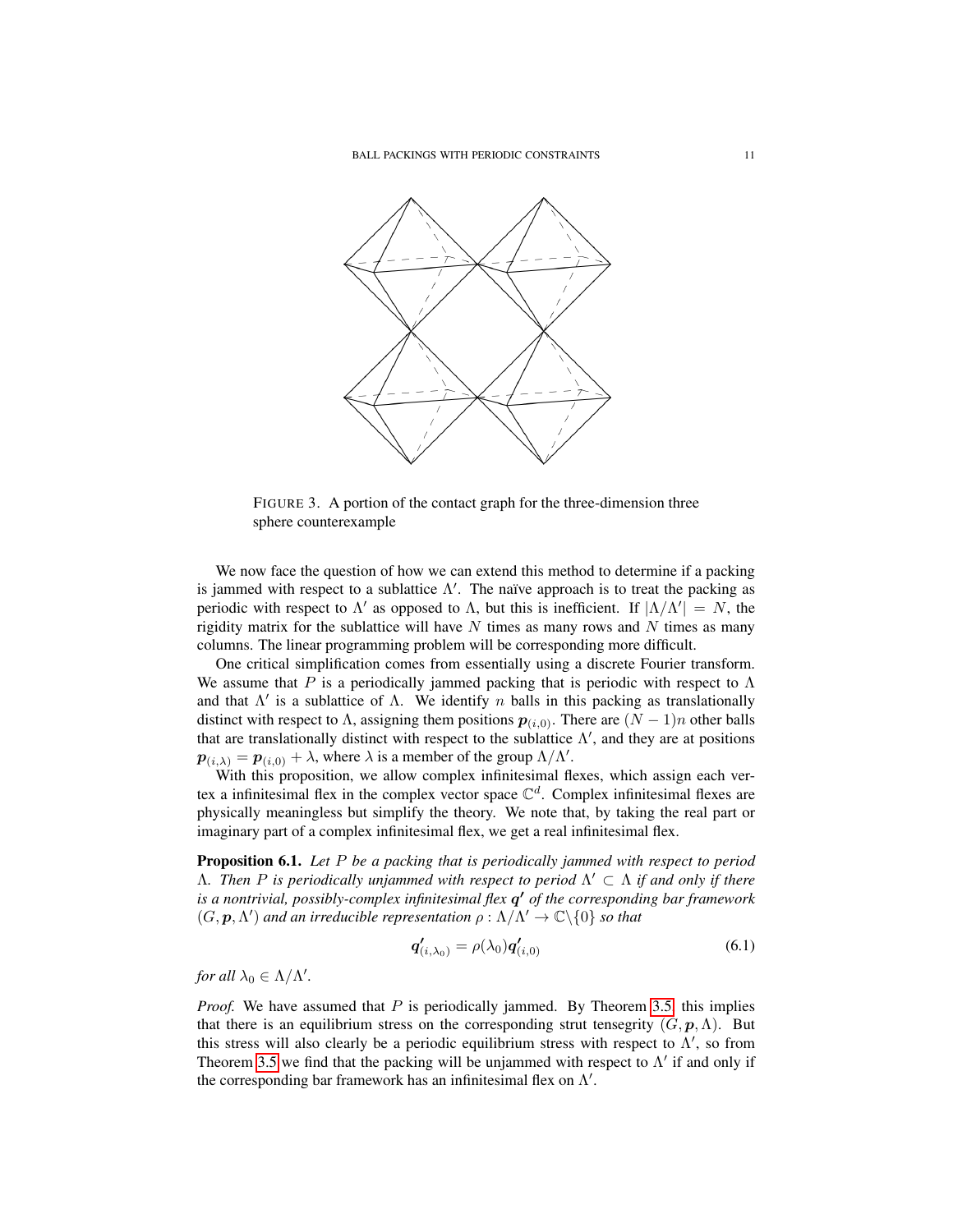FIGURE 3. A portion of the contact graph for the three-dimension three sphere counterexample

We now face the question of how we can extend this method to determine if a packing is jammed with respect to a sublattice $\Lambda'$. The naïve approach is to treat the packing as periodic with respect to $\Lambda'$ as opposed to $\Lambda$, but this is inefficient. If $|\Lambda/\Lambda'| = N$, the rigidity matrix for the sublattice will have $N$ times as many rows and $N$ times as many columns. The linear programming problem will be corresponding more difficult.

One critical simplification comes from essentially using a discrete Fourier transform. We assume that $P$ is a periodically jammed packing that is periodic with respect to $\Lambda$ and that $\Lambda'$ is a sublattice of $\Lambda$. We identify $n$ balls in this packing as translationally distinct with respect to $\Lambda$, assigning them positions $\boldsymbol{p}_{(i,0)}$. There are $(N-1)n$ other balls that are translationally distinct with respect to the sublattice $\Lambda'$, and they are at positions $\boldsymbol{p}_{(i,\lambda)} = \boldsymbol{p}_{(i,0)} + \lambda$, where $\lambda$ is a member of the group $\Lambda/\Lambda'$.

With this proposition, we allow complex infinitesimal flexes, which assign each vertex a infinitesimal flex in the complex vector space $\mathbb{C}^d$. Complex infinitesimal flexes are physically meaningless but simplify the theory. We note that, by taking the real part or imaginary part of a complex infinitesimal flex, we get a real infinitesimal flex.

**Proposition 6.1.** *Let $P$ be a packing that is periodically jammed with respect to period $\Lambda$. Then $P$ is periodically unjammed with respect to period $\Lambda' \subset \Lambda$ if and only if there is a nontrivial, possibly-complex infinitesimal flex $\boldsymbol{q'}$ of the corresponding bar framework $(G, \boldsymbol{p}, \Lambda')$ and an irreducible representation $\rho : \Lambda/\Lambda' \to \mathbb{C}\backslash\{0\}$ so that*

$$\boldsymbol{q'}_{(i,\lambda_0)} = \rho(\lambda_0)\boldsymbol{q'}_{(i,0)} \tag{6.1}$$

*for all $\lambda_0 \in \Lambda/\Lambda'$.*

*Proof.* We have assumed that $P$ is periodically jammed. By Theorem 3.5, this implies that there is an equilibrium stress on the corresponding strut tensegrity $(G, \boldsymbol{p}, \Lambda)$. But this stress will also clearly be a periodic equilibrium stress with respect to $\Lambda'$, so from Theorem 3.5 we find that the packing will be unjammed with respect to $\Lambda'$ if and only if the corresponding bar framework has an infinitesimal flex on $\Lambda'$.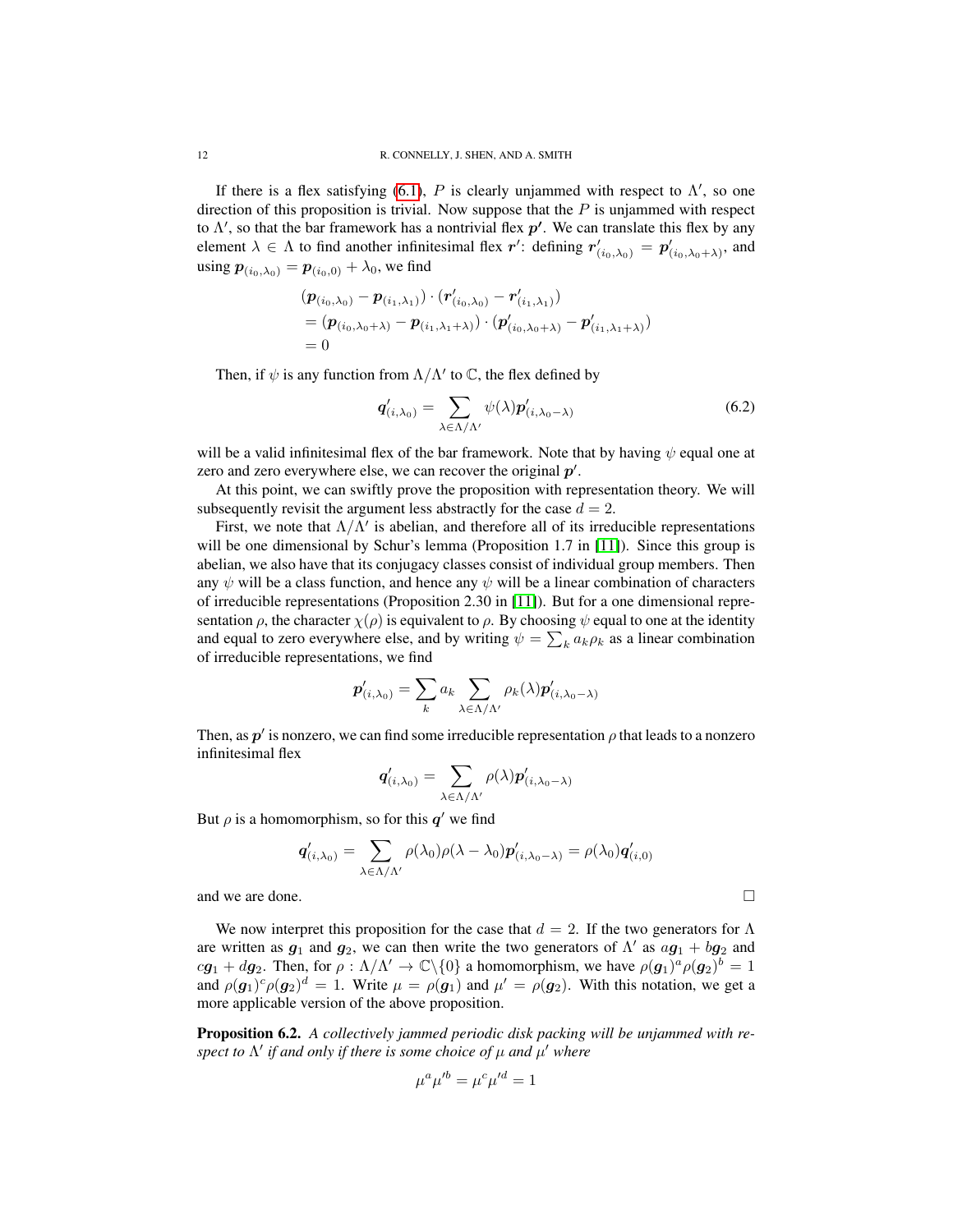If there is a flex satisfying (6.1), $P$ is clearly unjammed with respect to $\Lambda'$, so one direction of this proposition is trivial. Now suppose that the $P$ is unjammed with respect to $\Lambda'$, so that the bar framework has a nontrivial flex $\boldsymbol{p}'$. We can translate this flex by any element $\lambda \in \Lambda$ to find another infinitesimal flex $\boldsymbol{r}'$: defining $\boldsymbol{r}'_{(i_0,\lambda_0)} = \boldsymbol{p}'_{(i_0,\lambda_0+\lambda)}$, and using $\boldsymbol{p}_{(i_0,\lambda_0)} = \boldsymbol{p}_{(i_0,0)} + \lambda_0$, we find

$$
\begin{aligned}
&(\boldsymbol{p}_{(i_0,\lambda_0)} - \boldsymbol{p}_{(i_1,\lambda_1)}) \cdot (\boldsymbol{r}'_{(i_0,\lambda_0)} - \boldsymbol{r}'_{(i_1,\lambda_1)}) \\
&= (\boldsymbol{p}_{(i_0,\lambda_0+\lambda)} - \boldsymbol{p}_{(i_1,\lambda_1+\lambda)}) \cdot (\boldsymbol{p}'_{(i_0,\lambda_0+\lambda)} - \boldsymbol{p}'_{(i_1,\lambda_1+\lambda)}) \\
&= 0
\end{aligned}
$$

Then, if $\psi$ is any function from $\Lambda/\Lambda'$ to $\mathbb{C}$, the flex defined by

$$
\boldsymbol{q}'_{(i,\lambda_0)} = \sum_{\lambda \in \Lambda/\Lambda'} \psi(\lambda)\boldsymbol{p}'_{(i,\lambda_0-\lambda)} \tag{6.2}
$$

will be a valid infinitesimal flex of the bar framework. Note that by having $\psi$ equal one at zero and zero everywhere else, we can recover the original $\boldsymbol{p}'$.

At this point, we can swiftly prove the proposition with representation theory. We will subsequently revisit the argument less abstractly for the case $d = 2$.

First, we note that $\Lambda/\Lambda'$ is abelian, and therefore all of its irreducible representations will be one dimensional by Schur's lemma (Proposition 1.7 in [11]). Since this group is abelian, we also have that its conjugacy classes consist of individual group members. Then any $\psi$ will be a class function, and hence any $\psi$ will be a linear combination of characters of irreducible representations (Proposition 2.30 in [11]). But for a one dimensional representation $\rho$, the character $\chi(\rho)$ is equivalent to $\rho$. By choosing $\psi$ equal to one at the identity and equal to zero everywhere else, and by writing $\psi = \sum_k a_k \rho_k$ as a linear combination of irreducible representations, we find

$$
\boldsymbol{p}'_{(i,\lambda_0)} = \sum_k a_k \sum_{\lambda \in \Lambda/\Lambda'} \rho_k(\lambda)\boldsymbol{p}'_{(i,\lambda_0-\lambda)}
$$

Then, as $\boldsymbol{p}'$ is nonzero, we can find some irreducible representation $\rho$ that leads to a nonzero infinitesimal flex

$$
\boldsymbol{q}'_{(i,\lambda_0)} = \sum_{\lambda \in \Lambda/\Lambda'} \rho(\lambda)\boldsymbol{p}'_{(i,\lambda_0-\lambda)}
$$

But $\rho$ is a homomorphism, so for this $\boldsymbol{q}'$ we find

$$
\boldsymbol{q}'_{(i,\lambda_0)} = \sum_{\lambda \in \Lambda/\Lambda'} \rho(\lambda_0)\rho(\lambda - \lambda_0)\boldsymbol{p}'_{(i,\lambda_0-\lambda)} = \rho(\lambda_0)\boldsymbol{q}'_{(i,0)}
$$

and we are done. ∎

We now interpret this proposition for the case that $d = 2$. If the two generators for $\Lambda$ are written as $\boldsymbol{g}_1$ and $\boldsymbol{g}_2$, we can then write the two generators of $\Lambda'$ as $a\boldsymbol{g}_1 + b\boldsymbol{g}_2$ and $c\boldsymbol{g}_1 + d\boldsymbol{g}_2$. Then, for $\rho : \Lambda/\Lambda' \to \mathbb{C}\backslash\{0\}$ a homomorphism, we have $\rho(\boldsymbol{g}_1)^a\rho(\boldsymbol{g}_2)^b = 1$ and $\rho(\boldsymbol{g}_1)^c\rho(\boldsymbol{g}_2)^d = 1$. Write $\mu = \rho(\boldsymbol{g}_1)$ and $\mu' = \rho(\boldsymbol{g}_2)$. With this notation, we get a more applicable version of the above proposition.

**Proposition 6.2.** *A collectively jammed periodic disk packing will be unjammed with respect to $\Lambda'$ if and only if there is some choice of $\mu$ and $\mu'$ where*

$$
\mu^a\mu'^b = \mu^c\mu'^d = 1
$$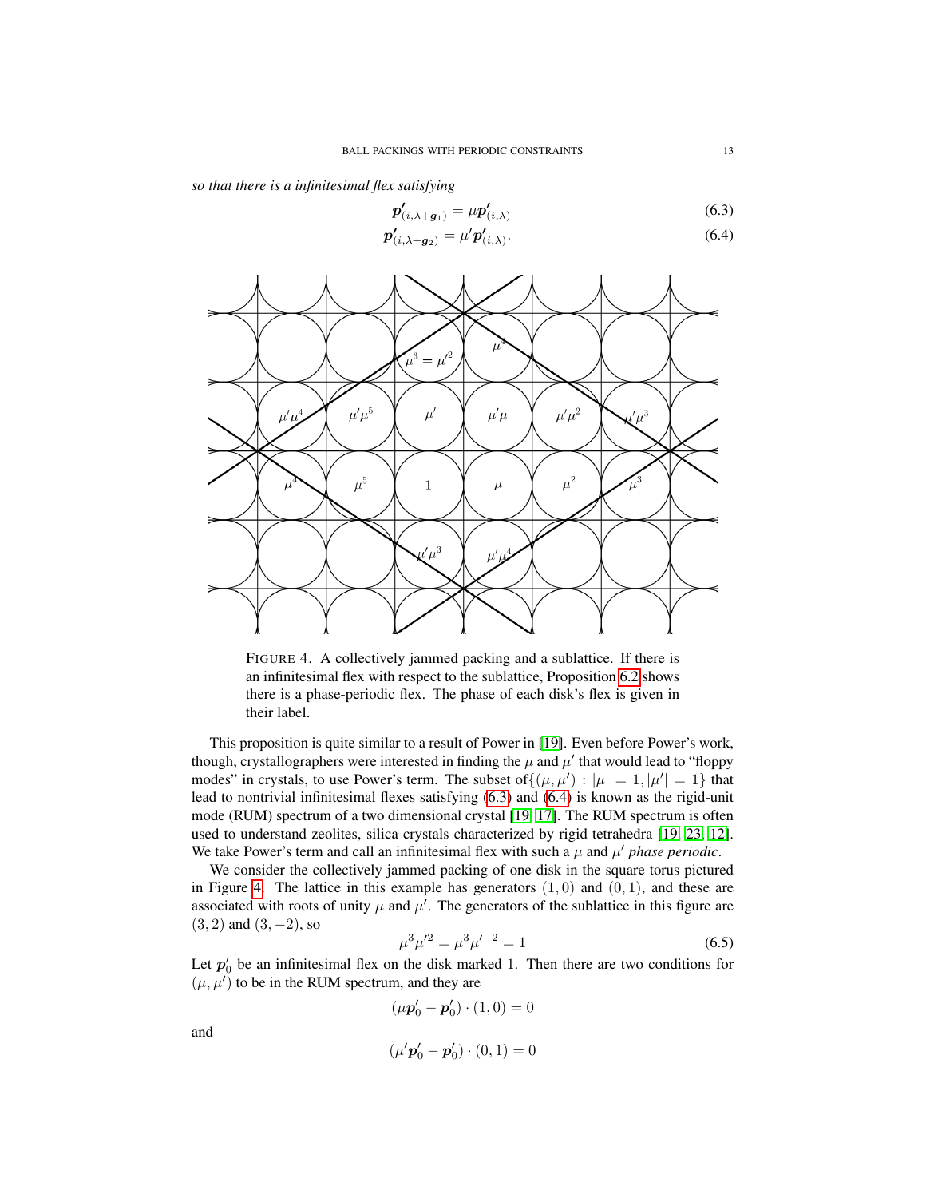*so that there is a infinitesimal flex satisfying*

$$\boldsymbol{p}'_{(i,\lambda+\boldsymbol{g}_1)} = \mu \boldsymbol{p}'_{(i,\lambda)} \tag{6.3}$$

$$\boldsymbol{p}'_{(i,\lambda+\boldsymbol{g}_2)} = \mu' \boldsymbol{p}'_{(i,\lambda)}. \tag{6.4}$$

FIGURE 4. A collectively jammed packing and a sublattice. If there is an infinitesimal flex with respect to the sublattice, Proposition 6.2 shows there is a phase-periodic flex. The phase of each disk's flex is given in their label.

This proposition is quite similar to a result of Power in [19]. Even before Power's work, though, crystallographers were interested in finding the $\mu$ and $\mu'$ that would lead to "floppy modes" in crystals, to use Power's term. The subset of $\{(\mu, \mu') : |\mu| = 1, |\mu'| = 1\}$ that lead to nontrivial infinitesimal flexes satisfying (6.3) and (6.4) is known as the rigid-unit mode (RUM) spectrum of a two dimensional crystal [19, 17]. The RUM spectrum is often used to understand zeolites, silica crystals characterized by rigid tetrahedra [19, 23, 12]. We take Power's term and call an infinitesimal flex with such a $\mu$ and $\mu'$ *phase periodic*.

We consider the collectively jammed packing of one disk in the square torus pictured in Figure 4. The lattice in this example has generators $(1, 0)$ and $(0, 1)$, and these are associated with roots of unity $\mu$ and $\mu'$. The generators of the sublattice in this figure are $(3, 2)$ and $(3, -2)$, so

$$\mu^3 \mu'^2 = \mu^3 \mu'^{-2} = 1 \tag{6.5}$$

Let $\boldsymbol{p}'_0$ be an infinitesimal flex on the disk marked 1. Then there are two conditions for $(\mu, \mu')$ to be in the RUM spectrum, and they are

$$(\mu \boldsymbol{p}'_0 - \boldsymbol{p}'_0) \cdot (1, 0) = 0$$

and

$$(\mu' \boldsymbol{p}'_0 - \boldsymbol{p}'_0) \cdot (0, 1) = 0$$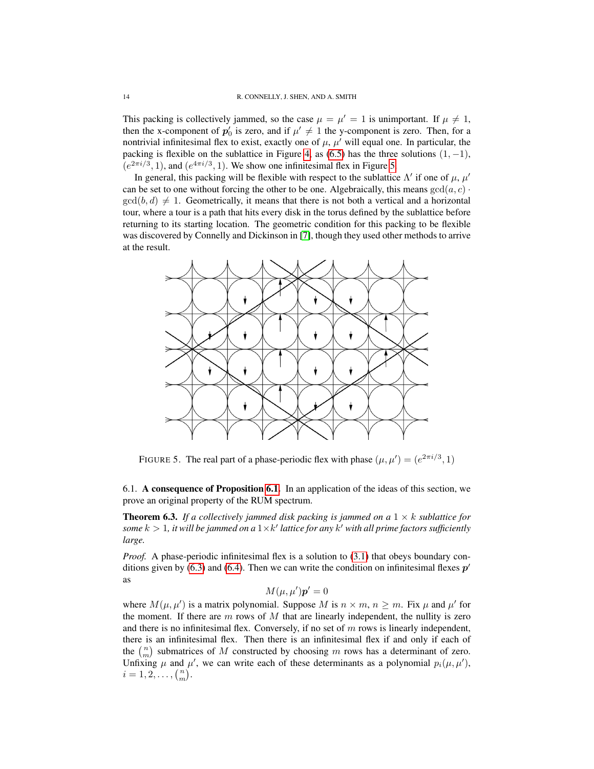This packing is collectively jammed, so the case $\mu = \mu' = 1$ is unimportant. If $\mu \neq 1$, then the x-component of $\boldsymbol{p}'_0$ is zero, and if $\mu' \neq 1$ the y-component is zero. Then, for a nontrivial infinitesimal flex to exist, exactly one of $\mu$, $\mu'$ will equal one. In particular, the packing is flexible on the sublattice in Figure 4, as (6.5) has the three solutions $(1, -1)$, $(e^{2\pi i/3}, 1)$, and $(e^{4\pi i/3}, 1)$. We show one infinitesimal flex in Figure 5.

In general, this packing will be flexible with respect to the sublattice $\Lambda'$ if one of $\mu$, $\mu'$ can be set to one without forcing the other to be one. Algebraically, this means $\gcd(a, c) \cdot \gcd(b, d) \neq 1$. Geometrically, it means that there is not both a vertical and a horizontal tour, where a tour is a path that hits every disk in the torus defined by the sublattice before returning to its starting location. The geometric condition for this packing to be flexible was discovered by Connelly and Dickinson in [7], though they used other methods to arrive at the result.

FIGURE 5. The real part of a phase-periodic flex with phase $(\mu, \mu') = (e^{2\pi i/3}, 1)$

### 6.1. A consequence of Proposition 6.1.

In an application of the ideas of this section, we prove an original property of the RUM spectrum.

**Theorem 6.3.** *If a collectively jammed disk packing is jammed on a $1 \times k$ sublattice for some $k > 1$, it will be jammed on a $1 \times k'$ lattice for any $k'$ with all prime factors sufficiently large.*

*Proof.* A phase-periodic infinitesimal flex is a solution to (3.1) that obeys boundary conditions given by (6.3) and (6.4). Then we can write the condition on infinitesimal flexes $\boldsymbol{p}'$ as

$$M(\mu, \mu')\boldsymbol{p}' = 0$$

where $M(\mu, \mu')$ is a matrix polynomial. Suppose $M$ is $n \times m$, $n \geq m$. Fix $\mu$ and $\mu'$ for the moment. If there are $m$ rows of $M$ that are linearly independent, the nullity is zero and there is no infinitesimal flex. Conversely, if no set of $m$ rows is linearly independent, there is an infinitesimal flex. Then there is an infinitesimal flex if and only if each of the $\binom{n}{m}$ submatrices of $M$ constructed by choosing $m$ rows has a determinant of zero. Unfixing $\mu$ and $\mu'$, we can write each of these determinants as a polynomial $p_i(\mu, \mu')$, $i = 1, 2, \ldots, \binom{n}{m}$.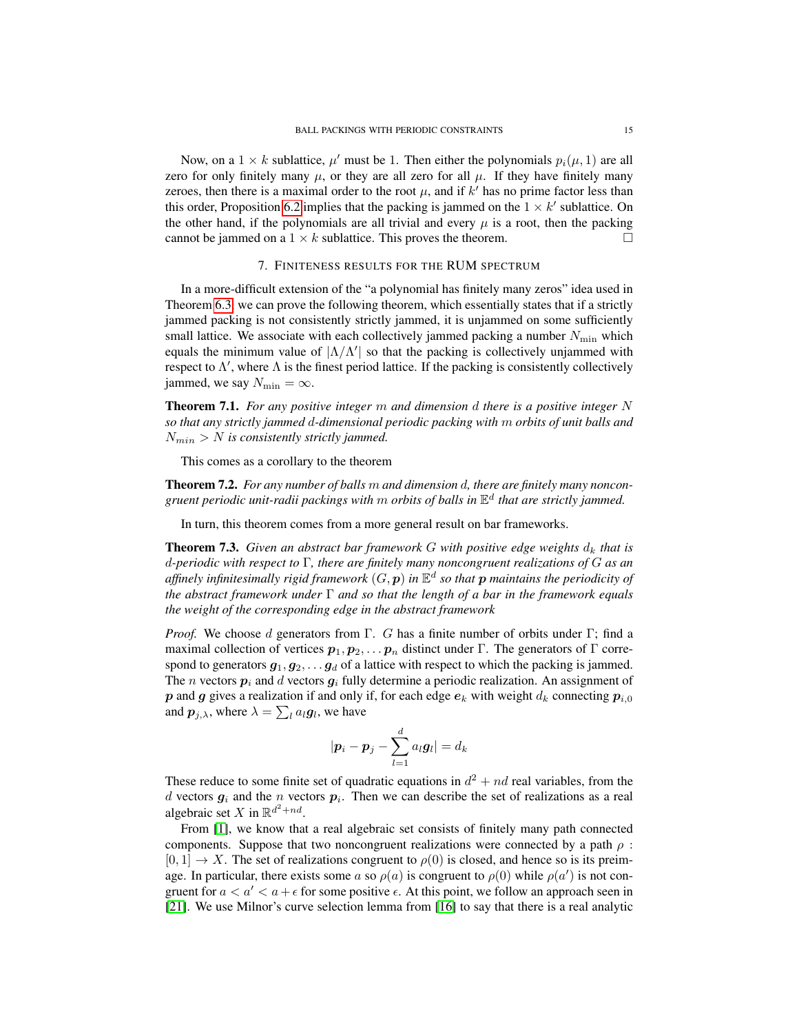Now, on a $1 \times k$ sublattice, $\mu'$ must be 1. Then either the polynomials $p_i(\mu, 1)$ are all zero for only finitely many $\mu$, or they are all zero for all $\mu$. If they have finitely many zeroes, then there is a maximal order to the root $\mu$, and if $k'$ has no prime factor less than this order, Proposition 6.2 implies that the packing is jammed on the $1 \times k'$ sublattice. On the other hand, if the polynomials are all trivial and every $\mu$ is a root, then the packing cannot be jammed on a $1 \times k$ sublattice. This proves the theorem. $\square$

## 7. Finiteness results for the RUM spectrum

In a more-difficult extension of the "a polynomial has finitely many zeros" idea used in Theorem 6.3, we can prove the following theorem, which essentially states that if a strictly jammed packing is not consistently strictly jammed, it is unjammed on some sufficiently small lattice. We associate with each collectively jammed packing a number $N_{\min}$ which equals the minimum value of $|\Lambda/\Lambda'|$ so that the packing is collectively unjammed with respect to $\Lambda'$, where $\Lambda$ is the finest period lattice. If the packing is consistently collectively jammed, we say $N_{\min} = \infty$.

**Theorem 7.1.** *For any positive integer $m$ and dimension $d$ there is a positive integer $N$ so that any strictly jammed $d$-dimensional periodic packing with $m$ orbits of unit balls and $N_{min} > N$ is consistently strictly jammed.*

This comes as a corollary to the theorem

**Theorem 7.2.** *For any number of balls $m$ and dimension $d$, there are finitely many noncongruent periodic unit-radii packings with $m$ orbits of balls in $\mathbb{E}^d$ that are strictly jammed.*

In turn, this theorem comes from a more general result on bar frameworks.

**Theorem 7.3.** *Given an abstract bar framework $G$ with positive edge weights $d_k$ that is $d$-periodic with respect to $\Gamma$, there are finitely many noncongruent realizations of $G$ as an affinely infinitesimally rigid framework $(G, \boldsymbol{p})$ in $\mathbb{E}^d$ so that $\boldsymbol{p}$ maintains the periodicity of the abstract framework under $\Gamma$ and so that the length of a bar in the framework equals the weight of the corresponding edge in the abstract framework*

*Proof.* We choose $d$ generators from $\Gamma$. $G$ has a finite number of orbits under $\Gamma$; find a maximal collection of vertices $\boldsymbol{p}_1, \boldsymbol{p}_2, \dots \boldsymbol{p}_n$ distinct under $\Gamma$. The generators of $\Gamma$ correspond to generators $\boldsymbol{g}_1, \boldsymbol{g}_2, \dots \boldsymbol{g}_d$ of a lattice with respect to which the packing is jammed. The $n$ vectors $\boldsymbol{p}_i$ and $d$ vectors $\boldsymbol{g}_i$ fully determine a periodic realization. An assignment of $\boldsymbol{p}$ and $\boldsymbol{g}$ gives a realization if and only if, for each edge $\boldsymbol{e}_k$ with weight $d_k$ connecting $\boldsymbol{p}_{i,0}$ and $\boldsymbol{p}_{j,\lambda}$, where $\lambda = \sum_l a_l \boldsymbol{g}_l$, we have

$$|\boldsymbol{p}_i - \boldsymbol{p}_j - \sum_{l=1}^{d} a_l \boldsymbol{g}_l| = d_k$$

These reduce to some finite set of quadratic equations in $d^2 + nd$ real variables, from the $d$ vectors $\boldsymbol{g}_i$ and the $n$ vectors $\boldsymbol{p}_i$. Then we can describe the set of realizations as a real algebraic set $X$ in $\mathbb{R}^{d^2+nd}$.

From [1], we know that a real algebraic set consists of finitely many path connected components. Suppose that two noncongruent realizations were connected by a path $\rho : [0, 1] \to X$. The set of realizations congruent to $\rho(0)$ is closed, and hence so is its preimage. In particular, there exists some $a$ so $\rho(a)$ is congruent to $\rho(0)$ while $\rho(a')$ is not congruent for $a < a' < a + \epsilon$ for some positive $\epsilon$. At this point, we follow an approach seen in [21]. We use Milnor's curve selection lemma from [16] to say that there is a real analytic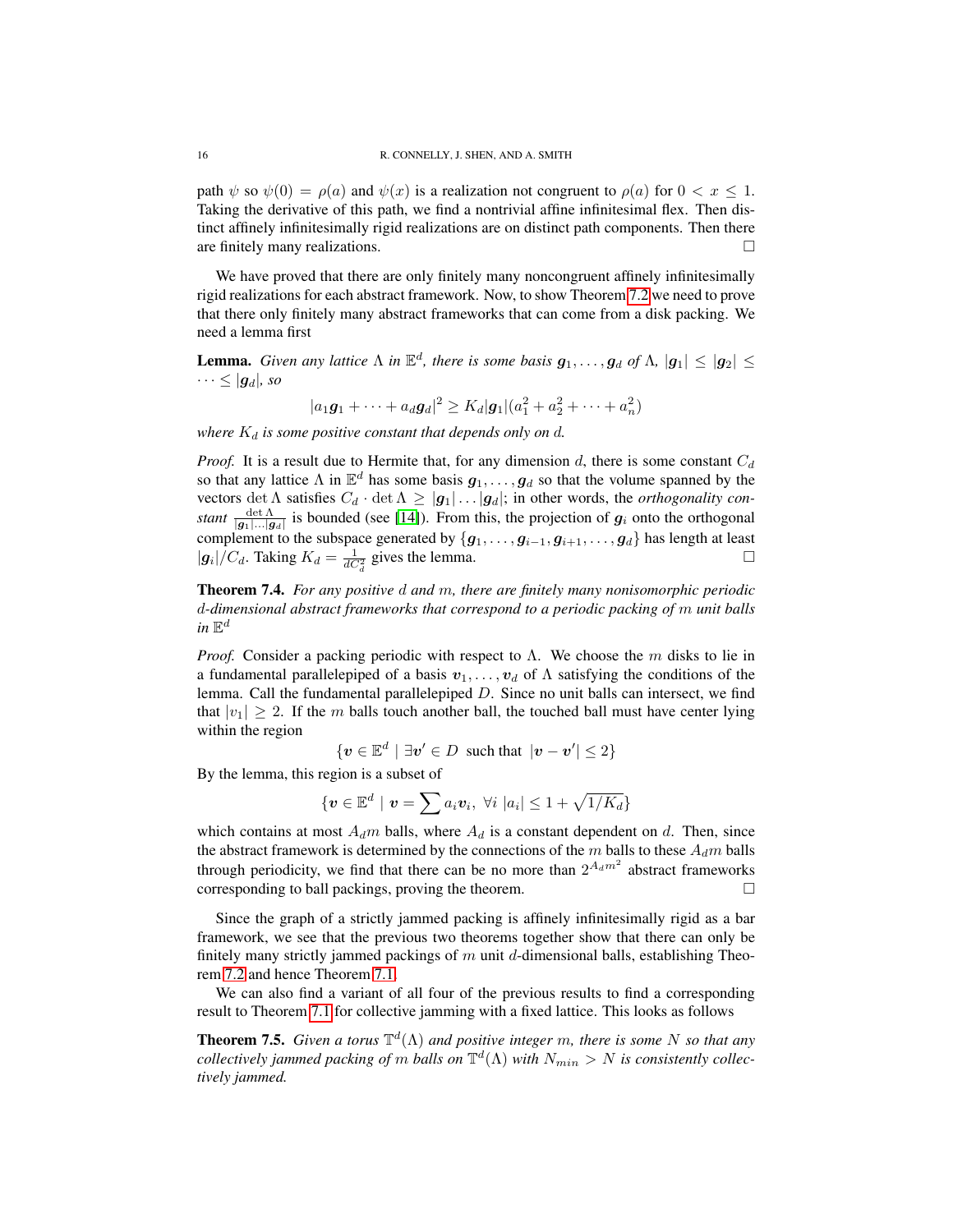path $\psi$ so $\psi(0) = \rho(a)$ and $\psi(x)$ is a realization not congruent to $\rho(a)$ for $0 < x \leq 1$. Taking the derivative of this path, we find a nontrivial affine infinitesimal flex. Then distinct affinely infinitesimally rigid realizations are on distinct path components. Then there are finitely many realizations. □

We have proved that there are only finitely many noncongruent affinely infinitesimally rigid realizations for each abstract framework. Now, to show Theorem 7.2 we need to prove that there only finitely many abstract frameworks that can come from a disk packing. We need a lemma first

**Lemma.** *Given any lattice $\Lambda$ in $\mathbb{E}^d$, there is some basis $\boldsymbol{g}_1, \ldots, \boldsymbol{g}_d$ of $\Lambda$, $|\boldsymbol{g}_1| \leq |\boldsymbol{g}_2| \leq \cdots \leq |\boldsymbol{g}_d|$, so*

$$|a_1\boldsymbol{g}_1 + \cdots + a_d\boldsymbol{g}_d|^2 \geq K_d|\boldsymbol{g}_1|(a_1^2 + a_2^2 + \cdots + a_n^2)$$

*where $K_d$ is some positive constant that depends only on $d$.*

*Proof.* It is a result due to Hermite that, for any dimension $d$, there is some constant $C_d$ so that any lattice $\Lambda$ in $\mathbb{E}^d$ has some basis $\boldsymbol{g}_1, \ldots, \boldsymbol{g}_d$ so that the volume spanned by the vectors $\det \Lambda$ satisfies $C_d \cdot \det \Lambda \geq |\boldsymbol{g}_1| \ldots |\boldsymbol{g}_d|$; in other words, the *orthogonality constant* $\frac{\det \Lambda}{|\boldsymbol{g}_1| \ldots |\boldsymbol{g}_d|}$ is bounded (see [14]). From this, the projection of $\boldsymbol{g}_i$ onto the orthogonal complement to the subspace generated by $\{\boldsymbol{g}_1, \ldots, \boldsymbol{g}_{i-1}, \boldsymbol{g}_{i+1}, \ldots, \boldsymbol{g}_d\}$ has length at least $|\boldsymbol{g}_i|/C_d$. Taking $K_d = \frac{1}{dC_d^2}$ gives the lemma. □

**Theorem 7.4.** *For any positive $d$ and $m$, there are finitely many nonisomorphic periodic $d$-dimensional abstract frameworks that correspond to a periodic packing of $m$ unit balls in $\mathbb{E}^d$*

*Proof.* Consider a packing periodic with respect to $\Lambda$. We choose the $m$ disks to lie in a fundamental parallelepiped of a basis $\boldsymbol{v}_1, \ldots, \boldsymbol{v}_d$ of $\Lambda$ satisfying the conditions of the lemma. Call the fundamental parallelepiped $D$. Since no unit balls can intersect, we find that $|v_1| \geq 2$. If the $m$ balls touch another ball, the touched ball must have center lying within the region

$$\{\boldsymbol{v} \in \mathbb{E}^d \mid \exists \boldsymbol{v}' \in D \text{ such that } |\boldsymbol{v} - \boldsymbol{v}'| \leq 2\}$$

By the lemma, this region is a subset of

$$\{\boldsymbol{v} \in \mathbb{E}^d \mid \boldsymbol{v} = \sum a_i\boldsymbol{v}_i, \ \forall i \ |a_i| \leq 1 + \sqrt{1/K_d}\}$$

which contains at most $A_d m$ balls, where $A_d$ is a constant dependent on $d$. Then, since the abstract framework is determined by the connections of the $m$ balls to these $A_d m$ balls through periodicity, we find that there can be no more than $2^{A_d m^2}$ abstract frameworks corresponding to ball packings, proving the theorem. □

Since the graph of a strictly jammed packing is affinely infinitesimally rigid as a bar framework, we see that the previous two theorems together show that there can only be finitely many strictly jammed packings of $m$ unit $d$-dimensional balls, establishing Theorem 7.2 and hence Theorem 7.1.

We can also find a variant of all four of the previous results to find a corresponding result to Theorem 7.1 for collective jamming with a fixed lattice. This looks as follows

**Theorem 7.5.** *Given a torus $\mathbb{T}^d(\Lambda)$ and positive integer $m$, there is some $N$ so that any collectively jammed packing of $m$ balls on $\mathbb{T}^d(\Lambda)$ with $N_{min} > N$ is consistently collectively jammed.*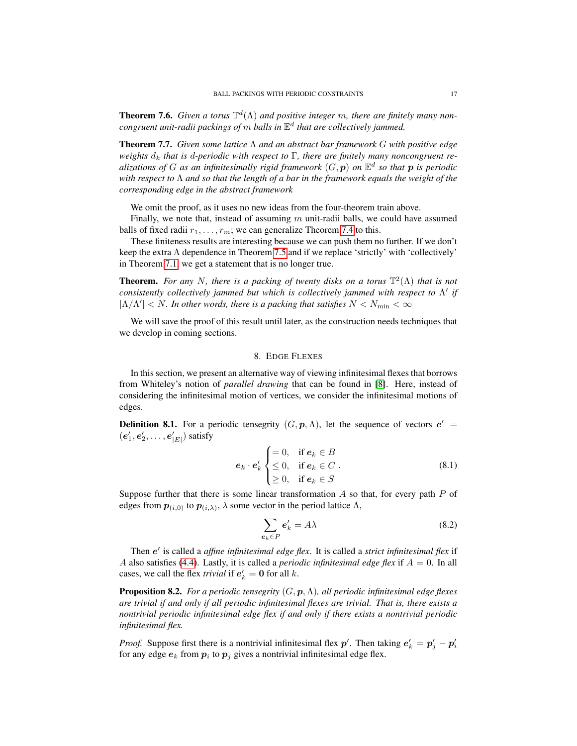**Theorem 7.6.** *Given a torus $\mathbb{T}^d(\Lambda)$ and positive integer $m$, there are finitely many noncongruent unit-radii packings of $m$ balls in $\mathbb{E}^d$ that are collectively jammed.*

**Theorem 7.7.** *Given some lattice $\Lambda$ and an abstract bar framework $G$ with positive edge weights $d_k$ that is $d$-periodic with respect to $\Gamma$, there are finitely many noncongruent realizations of $G$ as an infinitesimally rigid framework $(G, \boldsymbol{p})$ on $\mathbb{E}^d$ so that $\boldsymbol{p}$ is periodic with respect to $\Lambda$ and so that the length of a bar in the framework equals the weight of the corresponding edge in the abstract framework*

We omit the proof, as it uses no new ideas from the four-theorem train above.

Finally, we note that, instead of assuming $m$ unit-radii balls, we could have assumed balls of fixed radii $r_1, \ldots, r_m$; we can generalize Theorem 7.4 to this.

These finiteness results are interesting because we can push them no further. If we don't keep the extra $\Lambda$ dependence in Theorem 7.5 and if we replace 'strictly' with 'collectively' in Theorem 7.1, we get a statement that is no longer true.

**Theorem.** *For any $N$, there is a packing of twenty disks on a torus $\mathbb{T}^2(\Lambda)$ that is not consistently collectively jammed but which is collectively jammed with respect to $\Lambda'$ if $|\Lambda/\Lambda'| < N$. In other words, there is a packing that satisfies $N < N_{\min} < \infty$*

We will save the proof of this result until later, as the construction needs techniques that we develop in coming sections.

## 8. Edge Flexes

In this section, we present an alternative way of viewing infinitesimal flexes that borrows from Whiteley's notion of *parallel drawing* that can be found in [8]. Here, instead of considering the infinitesimal motion of vertices, we consider the infinitesimal motions of edges.

**Definition 8.1.** For a periodic tensegrity $(G, \boldsymbol{p}, \Lambda)$, let the sequence of vectors $\boldsymbol{e}' = (\boldsymbol{e}'_1, \boldsymbol{e}'_2, \ldots, \boldsymbol{e}'_{|E|})$ satisfy

$$\boldsymbol{e}_k \cdot \boldsymbol{e}'_k \begin{cases} = 0, & \text{if } \boldsymbol{e}_k \in B \\ \leq 0, & \text{if } \boldsymbol{e}_k \in C \\ \geq 0, & \text{if } \boldsymbol{e}_k \in S \end{cases} . \tag{8.1}$$

Suppose further that there is some linear transformation $A$ so that, for every path $P$ of edges from $\boldsymbol{p}_{(i,0)}$ to $\boldsymbol{p}_{(i,\lambda)}$, $\lambda$ some vector in the period lattice $\Lambda$,

$$\sum_{\boldsymbol{e}_k \in P} \boldsymbol{e}'_k = A\lambda \tag{8.2}$$

Then $\boldsymbol{e}'$ is called a *affine infinitesimal edge flex*. It is called a *strict infinitesimal flex* if $A$ also satisfies (4.4). Lastly, it is called a *periodic infinitesimal edge flex* if $A = 0$. In all cases, we call the flex *trivial* if $\boldsymbol{e}'_k = \boldsymbol{0}$ for all $k$.

**Proposition 8.2.** *For a periodic tensegrity $(G, \boldsymbol{p}, \Lambda)$, all periodic infinitesimal edge flexes are trivial if and only if all periodic infinitesimal flexes are trivial. That is, there exists a nontrivial periodic infinitesimal edge flex if and only if there exists a nontrivial periodic infinitesimal flex.*

*Proof.* Suppose first there is a nontrivial infinitesimal flex $\boldsymbol{p}'$. Then taking $\boldsymbol{e}'_k = \boldsymbol{p}'_j - \boldsymbol{p}'_i$ for any edge $\boldsymbol{e}_k$ from $\boldsymbol{p}_i$ to $\boldsymbol{p}_j$ gives a nontrivial infinitesimal edge flex.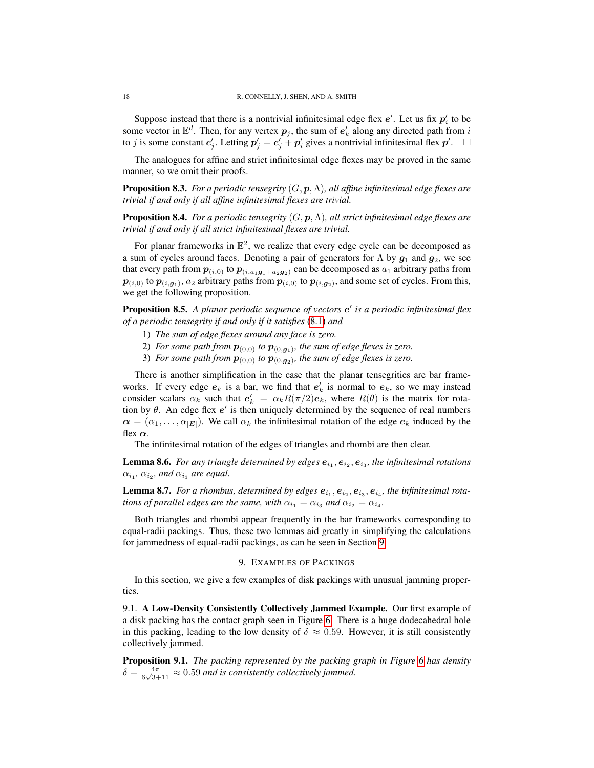Suppose instead that there is a nontrivial infinitesimal edge flex $\boldsymbol{e}'$. Let us fix $\boldsymbol{p}'_i$ to be some vector in $\mathbb{E}^d$. Then, for any vertex $\boldsymbol{p}_j$, the sum of $\boldsymbol{e}'_k$ along any directed path from $i$ to $j$ is some constant $\boldsymbol{c}'_j$. Letting $\boldsymbol{p}'_j = \boldsymbol{c}'_j + \boldsymbol{p}'_i$ gives a nontrivial infinitesimal flex $\boldsymbol{p}'$. □

The analogues for affine and strict infinitesimal edge flexes may be proved in the same manner, so we omit their proofs.

**Proposition 8.3.** *For a periodic tensegrity $(G, \boldsymbol{p}, \Lambda)$, all affine infinitesimal edge flexes are trivial if and only if all affine infinitesimal flexes are trivial.*

**Proposition 8.4.** *For a periodic tensegrity $(G, \boldsymbol{p}, \Lambda)$, all strict infinitesimal edge flexes are trivial if and only if all strict infinitesimal flexes are trivial.*

For planar frameworks in $\mathbb{E}^2$, we realize that every edge cycle can be decomposed as a sum of cycles around faces. Denoting a pair of generators for $\Lambda$ by $\boldsymbol{g}_1$ and $\boldsymbol{g}_2$, we see that every path from $\boldsymbol{p}_{(i,0)}$ to $\boldsymbol{p}_{(i,a_1\boldsymbol{g}_1+a_2\boldsymbol{g}_2)}$ can be decomposed as $a_1$ arbitrary paths from $\boldsymbol{p}_{(i,0)}$ to $\boldsymbol{p}_{(i,\boldsymbol{g}_1)}$, $a_2$ arbitrary paths from $\boldsymbol{p}_{(i,0)}$ to $\boldsymbol{p}_{(i,\boldsymbol{g}_2)}$, and some set of cycles. From this, we get the following proposition.

**Proposition 8.5.** *A planar periodic sequence of vectors $\boldsymbol{e}'$ is a periodic infinitesimal flex of a periodic tensegrity if and only if it satisfies (8.1) and*

1) *The sum of edge flexes around any face is zero.*
2) *For some path from $\boldsymbol{p}_{(0,0)}$ to $\boldsymbol{p}_{(0,\boldsymbol{g}_1)}$, the sum of edge flexes is zero.*
3) *For some path from $\boldsymbol{p}_{(0,0)}$ to $\boldsymbol{p}_{(0,\boldsymbol{g}_2)}$, the sum of edge flexes is zero.*

There is another simplification in the case that the planar tensegrities are bar frameworks. If every edge $\boldsymbol{e}_k$ is a bar, we find that $\boldsymbol{e}'_k$ is normal to $\boldsymbol{e}_k$, so we may instead consider scalars $\alpha_k$ such that $\boldsymbol{e}'_k = \alpha_k R(\pi/2)\boldsymbol{e}_k$, where $R(\theta)$ is the matrix for rotation by $\theta$. An edge flex $\boldsymbol{e}'$ is then uniquely determined by the sequence of real numbers $\boldsymbol{\alpha} = (\alpha_1, \ldots, \alpha_{|E|})$. We call $\alpha_k$ the infinitesimal rotation of the edge $\boldsymbol{e}_k$ induced by the flex $\boldsymbol{\alpha}$.

The infinitesimal rotation of the edges of triangles and rhombi are then clear.

**Lemma 8.6.** *For any triangle determined by edges $\boldsymbol{e}_{i_1}, \boldsymbol{e}_{i_2}, \boldsymbol{e}_{i_3}$, the infinitesimal rotations $\alpha_{i_1}$, $\alpha_{i_2}$, and $\alpha_{i_3}$ are equal.*

**Lemma 8.7.** *For a rhombus, determined by edges $\boldsymbol{e}_{i_1}, \boldsymbol{e}_{i_2}, \boldsymbol{e}_{i_3}, \boldsymbol{e}_{i_4}$, the infinitesimal rotations of parallel edges are the same, with $\alpha_{i_1} = \alpha_{i_3}$ and $\alpha_{i_2} = \alpha_{i_4}$.*

Both triangles and rhombi appear frequently in the bar frameworks corresponding to equal-radii packings. Thus, these two lemmas aid greatly in simplifying the calculations for jammedness of equal-radii packings, as can be seen in Section 9.

## 9. Examples of Packings

In this section, we give a few examples of disk packings with unusual jamming properties.

9.1. **A Low-Density Consistently Collectively Jammed Example.** Our first example of a disk packing has the contact graph seen in Figure 6. There is a huge dodecahedral hole in this packing, leading to the low density of $\delta \approx 0.59$. However, it is still consistently collectively jammed.

**Proposition 9.1.** *The packing represented by the packing graph in Figure 6 has density $\delta = \frac{4\pi}{6\sqrt{3}+11} \approx 0.59$ and is consistently collectively jammed.*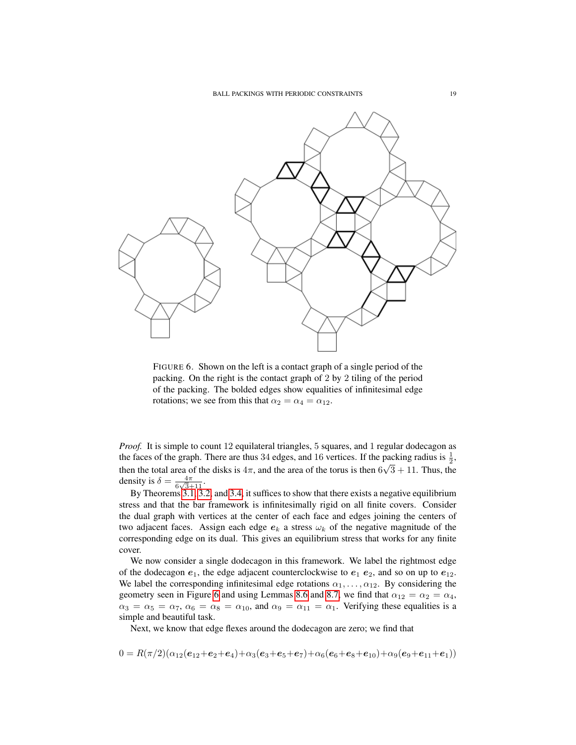FIGURE 6. Shown on the left is a contact graph of a single period of the packing. On the right is the contact graph of 2 by 2 tiling of the period of the packing. The bolded edges show equalities of infinitesimal edge rotations; we see from this that $\alpha_2 = \alpha_4 = \alpha_{12}$.

*Proof.* It is simple to count 12 equilateral triangles, 5 squares, and 1 regular dodecagon as the faces of the graph. There are thus 34 edges, and 16 vertices. If the packing radius is $\frac{1}{2}$, then the total area of the disks is $4\pi$, and the area of the torus is then $6\sqrt{3} + 11$. Thus, the density is $\delta = \frac{4\pi}{6\sqrt{3}+11}$.

By Theorems 3.1, 3.2, and 3.4, it suffices to show that there exists a negative equilibrium stress and that the bar framework is infinitesimally rigid on all finite covers. Consider the dual graph with vertices at the center of each face and edges joining the centers of two adjacent faces. Assign each edge $\boldsymbol{e}_k$ a stress $\omega_k$ of the negative magnitude of the corresponding edge on its dual. This gives an equilibrium stress that works for any finite cover.

We now consider a single dodecagon in this framework. We label the rightmost edge of the dodecagon $\boldsymbol{e}_1$, the edge adjacent counterclockwise to $\boldsymbol{e}_1$ $\boldsymbol{e}_2$, and so on up to $\boldsymbol{e}_{12}$. We label the corresponding infinitesimal edge rotations $\alpha_1, \ldots, \alpha_{12}$. By considering the geometry seen in Figure 6 and using Lemmas 8.6 and 8.7, we find that $\alpha_{12} = \alpha_2 = \alpha_4$, $\alpha_3 = \alpha_5 = \alpha_7$, $\alpha_6 = \alpha_8 = \alpha_{10}$, and $\alpha_9 = \alpha_{11} = \alpha_1$. Verifying these equalities is a simple and beautiful task.

Next, we know that edge flexes around the dodecagon are zero; we find that

$$0 = R(\pi/2)(\alpha_{12}(\boldsymbol{e}_{12}+\boldsymbol{e}_2+\boldsymbol{e}_4)+\alpha_3(\boldsymbol{e}_3+\boldsymbol{e}_5+\boldsymbol{e}_7)+\alpha_6(\boldsymbol{e}_6+\boldsymbol{e}_8+\boldsymbol{e}_{10})+\alpha_9(\boldsymbol{e}_9+\boldsymbol{e}_{11}+\boldsymbol{e}_1))$$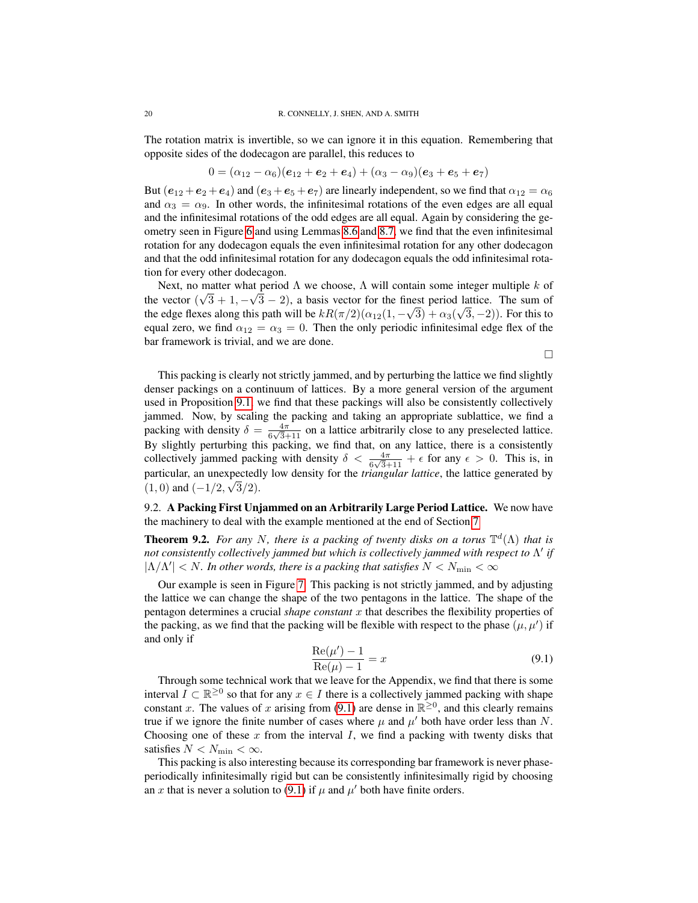The rotation matrix is invertible, so we can ignore it in this equation. Remembering that opposite sides of the dodecagon are parallel, this reduces to

$$0 = (\alpha_{12} - \alpha_6)(\boldsymbol{e}_{12} + \boldsymbol{e}_2 + \boldsymbol{e}_4) + (\alpha_3 - \alpha_9)(\boldsymbol{e}_3 + \boldsymbol{e}_5 + \boldsymbol{e}_7)$$

But $(\boldsymbol{e}_{12} + \boldsymbol{e}_2 + \boldsymbol{e}_4)$ and $(\boldsymbol{e}_3 + \boldsymbol{e}_5 + \boldsymbol{e}_7)$ are linearly independent, so we find that $\alpha_{12} = \alpha_6$ and $\alpha_3 = \alpha_9$. In other words, the infinitesimal rotations of the even edges are all equal and the infinitesimal rotations of the odd edges are all equal. Again by considering the geometry seen in Figure 6 and using Lemmas 8.6 and 8.7, we find that the even infinitesimal rotation for any dodecagon equals the even infinitesimal rotation for any other dodecagon and that the odd infinitesimal rotation for any dodecagon equals the odd infinitesimal rotation for every other dodecagon.

Next, no matter what period $\Lambda$ we choose, $\Lambda$ will contain some integer multiple $k$ of the vector $(\sqrt{3}+1, -\sqrt{3}-2)$, a basis vector for the finest period lattice. The sum of the edge flexes along this path will be $kR(\pi/2)(\alpha_{12}(1, -\sqrt{3}) + \alpha_3(\sqrt{3}, -2))$. For this to equal zero, we find $\alpha_{12} = \alpha_3 = 0$. Then the only periodic infinitesimal edge flex of the bar framework is trivial, and we are done.

□

This packing is clearly not strictly jammed, and by perturbing the lattice we find slightly denser packings on a continuum of lattices. By a more general version of the argument used in Proposition 9.1 we find that these packings will also be consistently collectively jammed. Now, by scaling the packing and taking an appropriate sublattice, we find a packing with density $\delta = \frac{4\pi}{6\sqrt{3}+11}$ on a lattice arbitrarily close to any preselected lattice. By slightly perturbing this packing, we find that, on any lattice, there is a consistently collectively jammed packing with density $\delta < \frac{4\pi}{6\sqrt{3}+11} + \epsilon$ for any $\epsilon > 0$. This is, in particular, an unexpectedly low density for the *triangular lattice*, the lattice generated by $(1, 0)$ and $(-1/2, \sqrt{3}/2)$.

## 9.2. A Packing First Unjammed on an Arbitrarily Large Period Lattice.

We now have the machinery to deal with the example mentioned at the end of Section 7

**Theorem 9.2.** *For any $N$, there is a packing of twenty disks on a torus $\mathbb{T}^d(\Lambda)$ that is not consistently collectively jammed but which is collectively jammed with respect to $\Lambda'$ if $|\Lambda/\Lambda'| < N$. In other words, there is a packing that satisfies $N < N_{\min} < \infty$*

Our example is seen in Figure 7. This packing is not strictly jammed, and by adjusting the lattice we can change the shape of the two pentagons in the lattice. The shape of the pentagon determines a crucial *shape constant* $x$ that describes the flexibility properties of the packing, as we find that the packing will be flexible with respect to the phase $(\mu, \mu')$ if and only if

$$\frac{\text{Re}(\mu') - 1}{\text{Re}(\mu) - 1} = x \tag{9.1}$$

Through some technical work that we leave for the Appendix, we find that there is some interval $I \subset \mathbb{R}^{\geq 0}$ so that for any $x \in I$ there is a collectively jammed packing with shape constant $x$. The values of $x$ arising from (9.1) are dense in $\mathbb{R}^{\geq 0}$, and this clearly remains true if we ignore the finite number of cases where $\mu$ and $\mu'$ both have order less than $N$. Choosing one of these $x$ from the interval $I$, we find a packing with twenty disks that satisfies $N < N_{\min} < \infty$.

This packing is also interesting because its corresponding bar framework is never phase-periodically infinitesimally rigid but can be consistently infinitesimally rigid by choosing an $x$ that is never a solution to (9.1) if $\mu$ and $\mu'$ both have finite orders.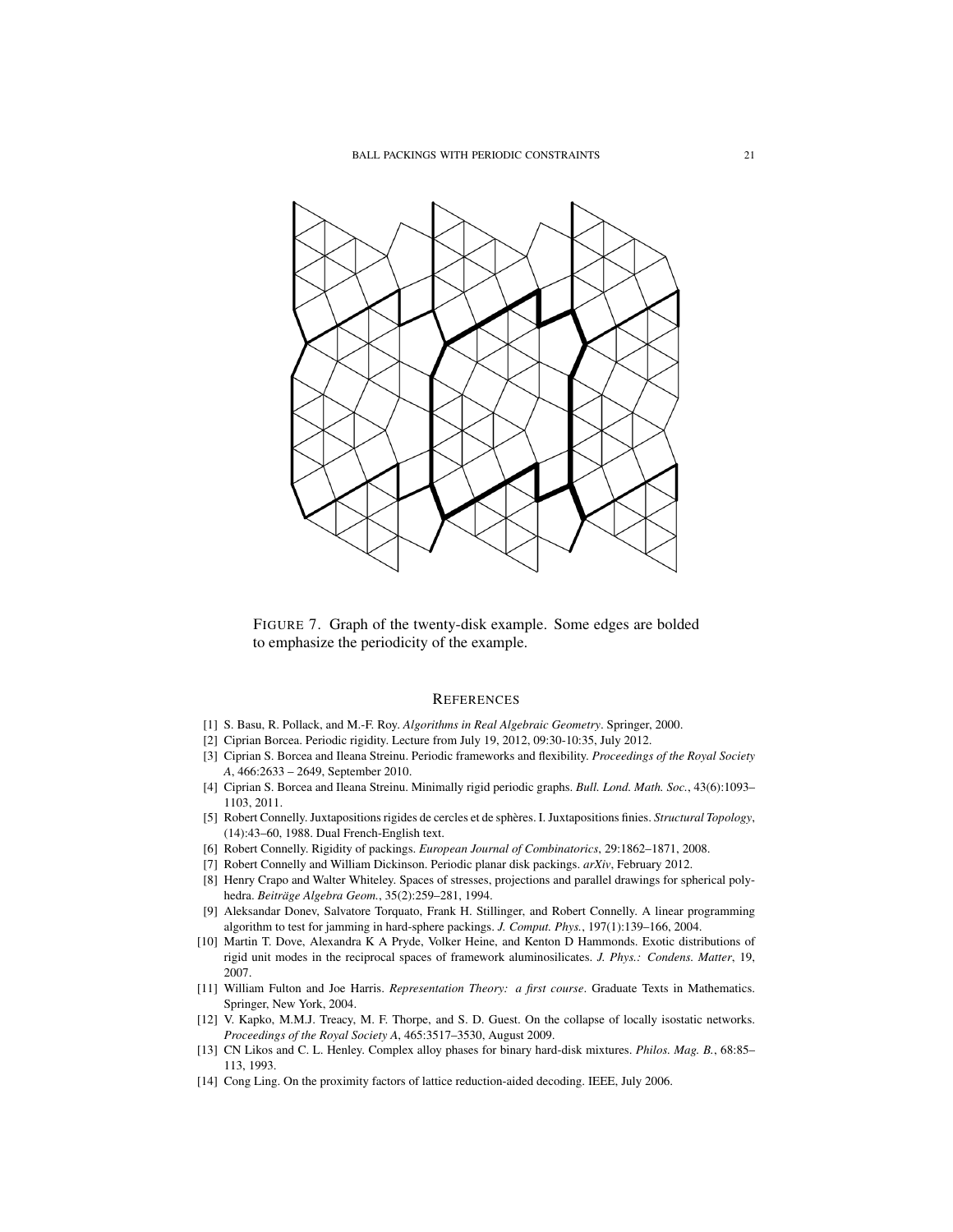FIGURE 7. Graph of the twenty-disk example. Some edges are bolded to emphasize the periodicity of the example.

## REFERENCES

[1] S. Basu, R. Pollack, and M.-F. Roy. *Algorithms in Real Algebraic Geometry*. Springer, 2000.

[2] Ciprian Borcea. Periodic rigidity. Lecture from July 19, 2012, 09:30-10:35, July 2012.

[3] Ciprian S. Borcea and Ileana Streinu. Periodic frameworks and flexibility. *Proceedings of the Royal Society A*, 466:2633 – 2649, September 2010.

[4] Ciprian S. Borcea and Ileana Streinu. Minimally rigid periodic graphs. *Bull. Lond. Math. Soc.*, 43(6):1093–1103, 2011.

[5] Robert Connelly. Juxtapositions rigides de cercles et de sphères. I. Juxtapositions finies. *Structural Topology*, (14):43–60, 1988. Dual French-English text.

[6] Robert Connelly. Rigidity of packings. *European Journal of Combinatorics*, 29:1862–1871, 2008.

[7] Robert Connelly and William Dickinson. Periodic planar disk packings. *arXiv*, February 2012.

[8] Henry Crapo and Walter Whiteley. Spaces of stresses, projections and parallel drawings for spherical polyhedra. *Beiträge Algebra Geom.*, 35(2):259–281, 1994.

[9] Aleksandar Donev, Salvatore Torquato, Frank H. Stillinger, and Robert Connelly. A linear programming algorithm to test for jamming in hard-sphere packings. *J. Comput. Phys.*, 197(1):139–166, 2004.

[10] Martin T. Dove, Alexandra K A Pryde, Volker Heine, and Kenton D Hammonds. Exotic distributions of rigid unit modes in the reciprocal spaces of framework aluminosilicates. *J. Phys.: Condens. Matter*, 19, 2007.

[11] William Fulton and Joe Harris. *Representation Theory: a first course*. Graduate Texts in Mathematics. Springer, New York, 2004.

[12] V. Kapko, M.M.J. Treacy, M. F. Thorpe, and S. D. Guest. On the collapse of locally isostatic networks. *Proceedings of the Royal Society A*, 465:3517–3530, August 2009.

[13] CN Likos and C. L. Henley. Complex alloy phases for binary hard-disk mixtures. *Philos. Mag. B.*, 68:85–113, 1993.

[14] Cong Ling. On the proximity factors of lattice reduction-aided decoding. IEEE, July 2006.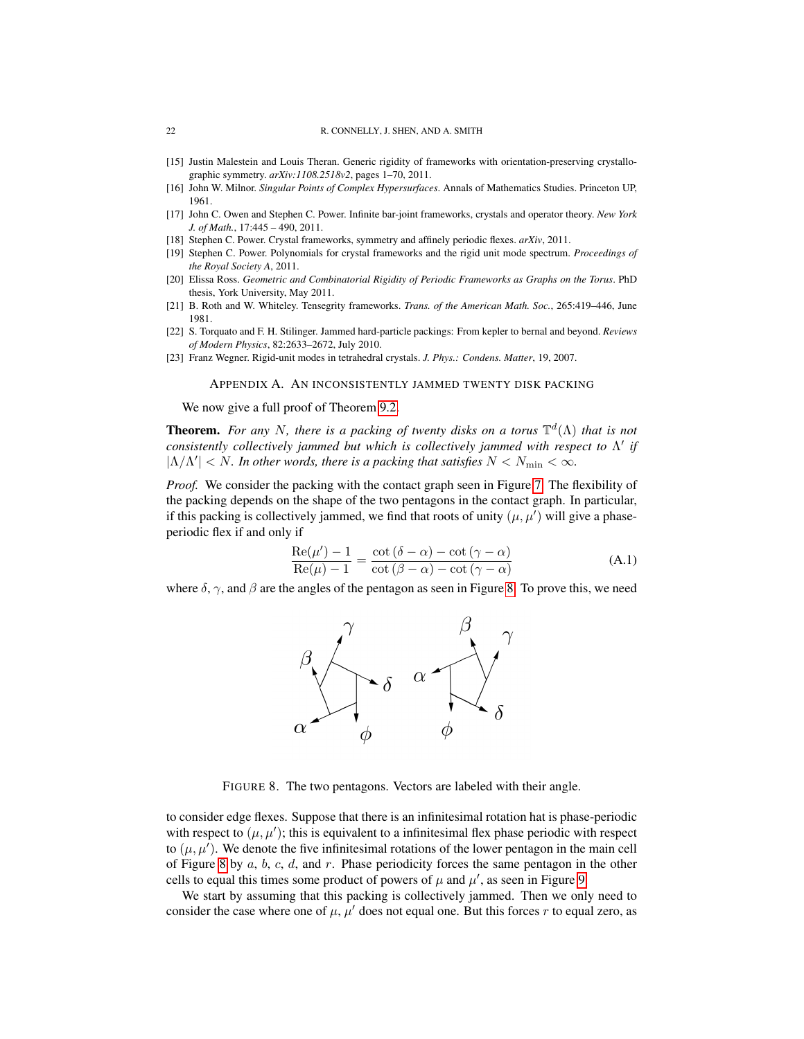[15] Justin Malestein and Louis Theran. Generic rigidity of frameworks with orientation-preserving crystallographic symmetry. *arXiv:1108.2518v2*, pages 1–70, 2011.

[16] John W. Milnor. *Singular Points of Complex Hypersurfaces*. Annals of Mathematics Studies. Princeton UP, 1961.

[17] John C. Owen and Stephen C. Power. Infinite bar-joint frameworks, crystals and operator theory. *New York J. of Math.*, 17:445 – 490, 2011.

[18] Stephen C. Power. Crystal frameworks, symmetry and affinely periodic flexes. *arXiv*, 2011.

[19] Stephen C. Power. Polynomials for crystal frameworks and the rigid unit mode spectrum. *Proceedings of the Royal Society A*, 2011.

[20] Elissa Ross. *Geometric and Combinatorial Rigidity of Periodic Frameworks as Graphs on the Torus*. PhD thesis, York University, May 2011.

[21] B. Roth and W. Whiteley. Tensegrity frameworks. *Trans. of the American Math. Soc.*, 265:419–446, June 1981.

[22] S. Torquato and F. H. Stilinger. Jammed hard-particle packings: From kepler to bernal and beyond. *Reviews of Modern Physics*, 82:2633–2672, July 2010.

[23] Franz Wegner. Rigid-unit modes in tetrahedral crystals. *J. Phys.: Condens. Matter*, 19, 2007.

## APPENDIX A. AN INCONSISTENTLY JAMMED TWENTY DISK PACKING

We now give a full proof of Theorem 9.2.

**Theorem.** *For any $N$, there is a packing of twenty disks on a torus $\mathbb{T}^d(\Lambda)$ that is not consistently collectively jammed but which is collectively jammed with respect to $\Lambda'$ if $|\Lambda/\Lambda'| < N$. In other words, there is a packing that satisfies $N < N_{\min} < \infty$.*

*Proof.* We consider the packing with the contact graph seen in Figure 7. The flexibility of the packing depends on the shape of the two pentagons in the contact graph. In particular, if this packing is collectively jammed, we find that roots of unity $(\mu, \mu')$ will give a phase-periodic flex if and only if

$$\frac{\mathrm{Re}(\mu') - 1}{\mathrm{Re}(\mu) - 1} = \frac{\cot(\delta - \alpha) - \cot(\gamma - \alpha)}{\cot(\beta - \alpha) - \cot(\gamma - \alpha)} \tag{A.1}$$

where $\delta$, $\gamma$, and $\beta$ are the angles of the pentagon as seen in Figure 8. To prove this, we need

FIGURE 8. The two pentagons. Vectors are labeled with their angle.

to consider edge flexes. Suppose that there is an infinitesimal rotation hat is phase-periodic with respect to $(\mu, \mu')$; this is equivalent to a infinitesimal flex phase periodic with respect to $(\mu, \mu')$. We denote the five infinitesimal rotations of the lower pentagon in the main cell of Figure 8 by $a$, $b$, $c$, $d$, and $r$. Phase periodicity forces the same pentagon in the other cells to equal this times some product of powers of $\mu$ and $\mu'$, as seen in Figure 9.

We start by assuming that this packing is collectively jammed. Then we only need to consider the case where one of $\mu$, $\mu'$ does not equal one. But this forces $r$ to equal zero, as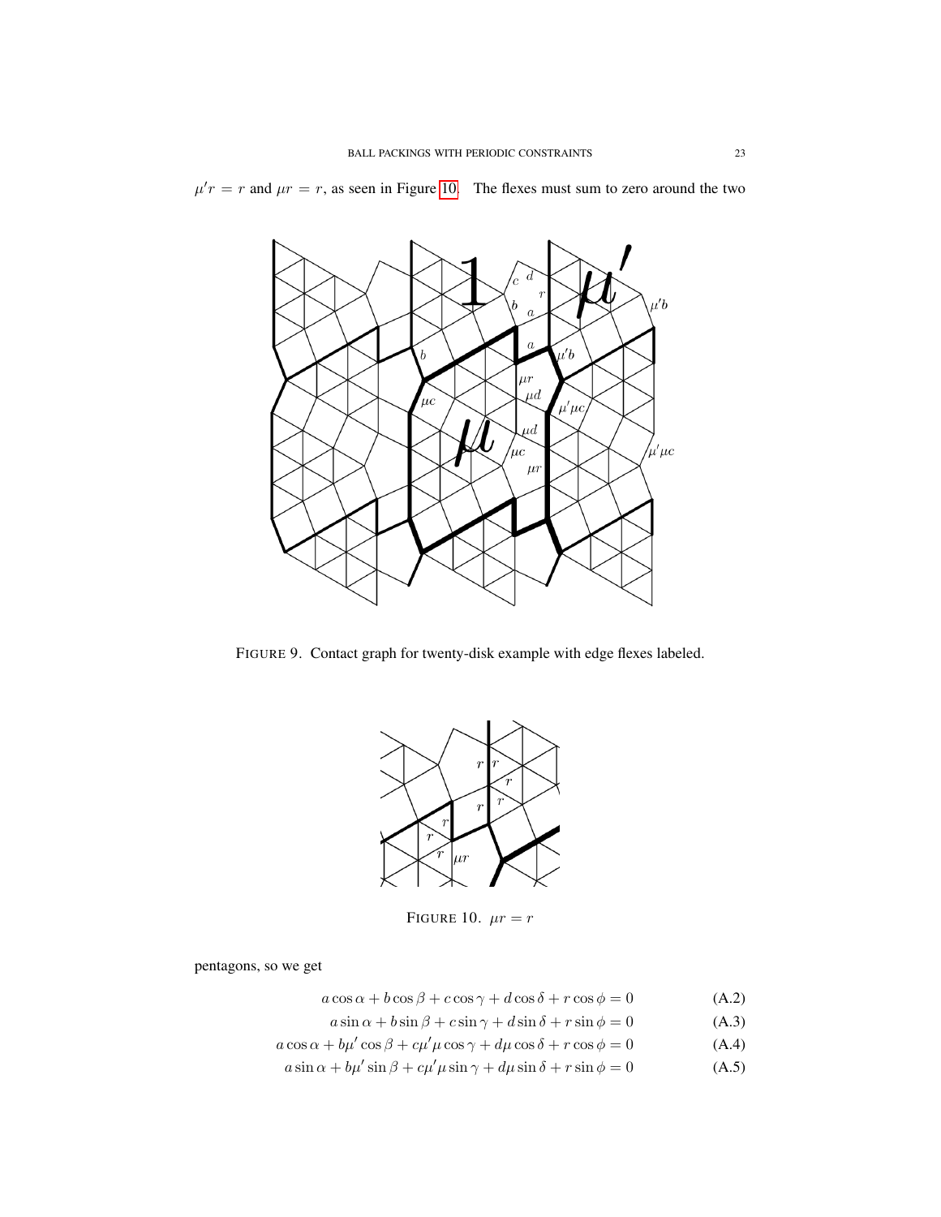$\mu' r = r$ and $\mu r = r$, as seen in Figure 10. The flexes must sum to zero around the two

FIGURE 9. Contact graph for twenty-disk example with edge flexes labeled.

FIGURE 10. $\mu r = r$

pentagons, so we get

$$a \cos \alpha + b \cos \beta + c \cos \gamma + d \cos \delta + r \cos \phi = 0 \tag{A.2}$$

$$a \sin \alpha + b \sin \beta + c \sin \gamma + d \sin \delta + r \sin \phi = 0 \tag{A.3}$$

$$a \cos \alpha + b\mu' \cos \beta + c\mu'\mu \cos \gamma + d\mu \cos \delta + r \cos \phi = 0 \tag{A.4}$$

$$a \sin \alpha + b\mu' \sin \beta + c\mu'\mu \sin \gamma + d\mu \sin \delta + r \sin \phi = 0 \tag{A.5}$$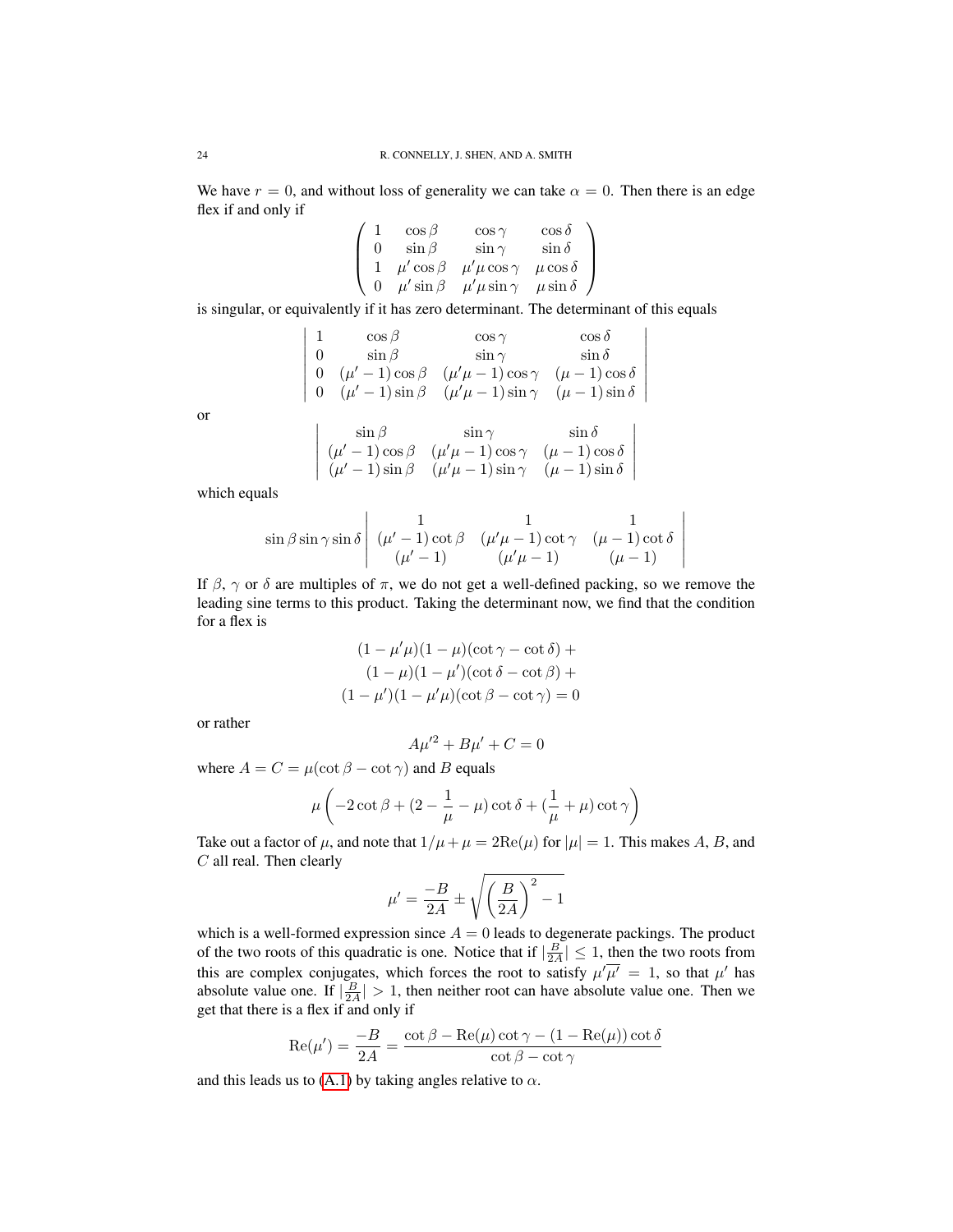We have $r = 0$, and without loss of generality we can take $\alpha = 0$. Then there is an edge flex if and only if

$$\begin{pmatrix} 1 & \cos\beta & \cos\gamma & \cos\delta \\ 0 & \sin\beta & \sin\gamma & \sin\delta \\ 1 & \mu'\cos\beta & \mu'\mu\cos\gamma & \mu\cos\delta \\ 0 & \mu'\sin\beta & \mu'\mu\sin\gamma & \mu\sin\delta \end{pmatrix}$$

is singular, or equivalently if it has zero determinant. The determinant of this equals

$$\begin{vmatrix} 1 & \cos\beta & \cos\gamma & \cos\delta \\ 0 & \sin\beta & \sin\gamma & \sin\delta \\ 0 & (\mu'-1)\cos\beta & (\mu'\mu-1)\cos\gamma & (\mu-1)\cos\delta \\ 0 & (\mu'-1)\sin\beta & (\mu'\mu-1)\sin\gamma & (\mu-1)\sin\delta \end{vmatrix}$$

or

$$\begin{vmatrix} \sin\beta & \sin\gamma & \sin\delta \\ (\mu'-1)\cos\beta & (\mu'\mu-1)\cos\gamma & (\mu-1)\cos\delta \\ (\mu'-1)\sin\beta & (\mu'\mu-1)\sin\gamma & (\mu-1)\sin\delta \end{vmatrix}$$

which equals

$$\sin\beta\sin\gamma\sin\delta \begin{vmatrix} 1 & 1 & 1 \\ (\mu'-1)\cot\beta & (\mu'\mu-1)\cot\gamma & (\mu-1)\cot\delta \\ (\mu'-1) & (\mu'\mu-1) & (\mu-1) \end{vmatrix}$$

If $\beta$, $\gamma$ or $\delta$ are multiples of $\pi$, we do not get a well-defined packing, so we remove the leading sine terms to this product. Taking the determinant now, we find that the condition for a flex is

$$\begin{aligned} (1-\mu'\mu)(1-\mu)(\cot\gamma - \cot\delta) &+ \\ (1-\mu)(1-\mu')(\cot\delta - \cot\beta) &+ \\ (1-\mu')(1-\mu'\mu)(\cot\beta - \cot\gamma) &= 0 \end{aligned}$$

or rather

$$A\mu'^2 + B\mu' + C = 0$$

where $A = C = \mu(\cot\beta - \cot\gamma)$ and $B$ equals

$$\mu\left(-2\cot\beta + (2 - \frac{1}{\mu} - \mu)\cot\delta + (\frac{1}{\mu} + \mu)\cot\gamma\right)$$

Take out a factor of $\mu$, and note that $1/\mu + \mu = 2\mathrm{Re}(\mu)$ for $|\mu| = 1$. This makes $A$, $B$, and $C$ all real. Then clearly

$$\mu' = \frac{-B}{2A} \pm \sqrt{\left(\frac{B}{2A}\right)^2 - 1}$$

which is a well-formed expression since $A = 0$ leads to degenerate packings. The product of the two roots of this quadratic is one. Notice that if $|\frac{B}{2A}| \le 1$, then the two roots from this are complex conjugates, which forces the root to satisfy $\mu'\overline{\mu'} = 1$, so that $\mu'$ has absolute value one. If $|\frac{B}{2A}| > 1$, then neither root can have absolute value one. Then we get that there is a flex if and only if

$$\mathrm{Re}(\mu') = \frac{-B}{2A} = \frac{\cot\beta - \mathrm{Re}(\mu)\cot\gamma - (1 - \mathrm{Re}(\mu))\cot\delta}{\cot\beta - \cot\gamma}$$

and this leads us to (A.1) by taking angles relative to $\alpha$.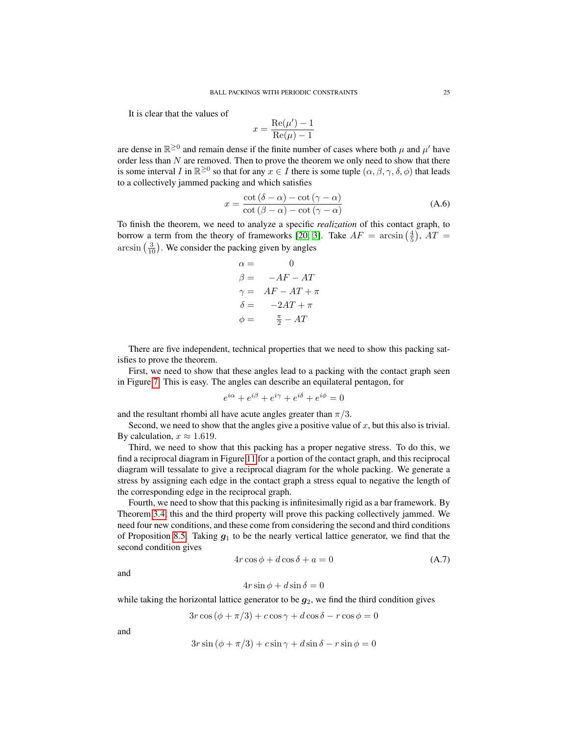It is clear that the values of

$$x = \frac{\mathrm{Re}(\mu') - 1}{\mathrm{Re}(\mu) - 1}$$

are dense in $\mathbb{R}^{\geq 0}$ and remain dense if the finite number of cases where both $\mu$ and $\mu'$ have order less than $N$ are removed. Then to prove the theorem we only need to show that there is some interval $I$ in $\mathbb{R}^{\geq 0}$ so that for any $x \in I$ there is some tuple $(\alpha, \beta, \gamma, \delta, \phi)$ that leads to a collectively jammed packing and which satisfies

$$x = \frac{\cot(\delta - \alpha) - \cot(\gamma - \alpha)}{\cot(\beta - \alpha) - \cot(\gamma - \alpha)} \tag{A.6}$$

To finish the theorem, we need to analyze a specific *realization* of this contact graph, to borrow a term from the theory of frameworks [20, 3]. Take $AF = \arcsin\left(\frac{4}{5}\right)$, $AT = \arcsin\left(\frac{3}{10}\right)$. We consider the packing given by angles

$$\begin{aligned}
\alpha &= \quad 0 \\
\beta &= \quad -AF - AT \\
\gamma &= \quad AF - AT + \pi \\
\delta &= \quad -2AT + \pi \\
\phi &= \quad \tfrac{\pi}{2} - AT
\end{aligned}$$

There are five independent, technical properties that we need to show this packing satisfies to prove the theorem.

First, we need to show that these angles lead to a packing with the contact graph seen in Figure 7. This is easy. The angles can describe an equilateral pentagon, for

$$e^{i\alpha} + e^{i\beta} + e^{i\gamma} + e^{i\delta} + e^{i\phi} = 0$$

and the resultant rhombi all have acute angles greater than $\pi/3$.

Second, we need to show that the angles give a positive value of $x$, but this also is trivial. By calculation, $x \approx 1.619$.

Third, we need to show that this packing has a proper negative stress. To do this, we find a reciprocal diagram in Figure 11 for a portion of the contact graph, and this reciprocal diagram will tessalate to give a reciprocal diagram for the whole packing. We generate a stress by assigning each edge in the contact graph a stress equal to negative the length of the corresponding edge in the reciprocal graph.

Fourth, we need to show that this packing is infinitesimally rigid as a bar framework. By Theorem 3.4, this and the third property will prove this packing collectively jammed. We need four new conditions, and these come from considering the second and third conditions of Proposition 8.5. Taking $\boldsymbol{g}_1$ to be the nearly vertical lattice generator, we find that the second condition gives

$$4r\cos\phi + d\cos\delta + a = 0 \tag{A.7}$$

and

$$4r\sin\phi + d\sin\delta = 0$$

while taking the horizontal lattice generator to be $\boldsymbol{g}_2$, we find the third condition gives

$$3r\cos(\phi + \pi/3) + c\cos\gamma + d\cos\delta - r\cos\phi = 0$$

and

$$3r\sin(\phi + \pi/3) + c\sin\gamma + d\sin\delta - r\sin\phi = 0$$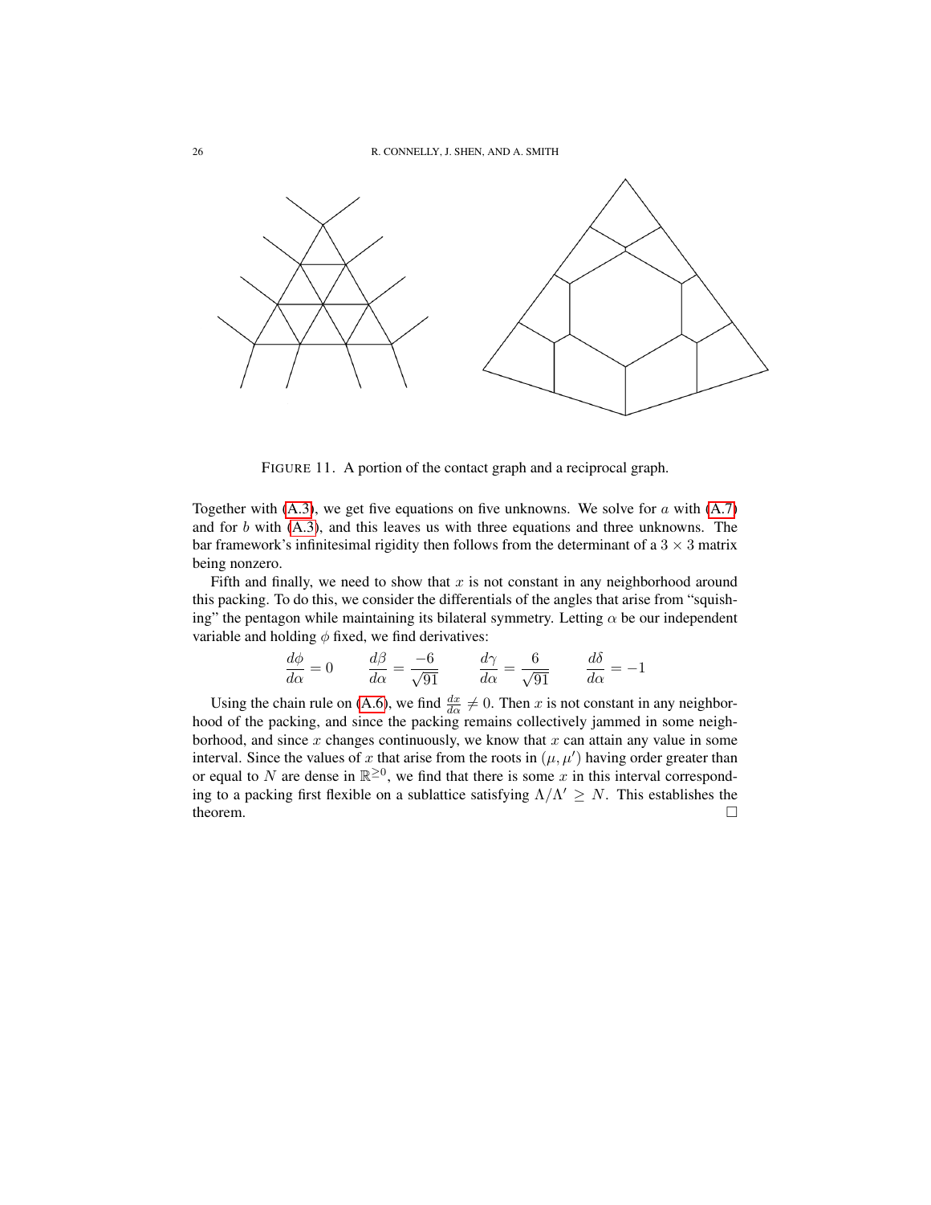FIGURE 11. A portion of the contact graph and a reciprocal graph.

Together with (A.3), we get five equations on five unknowns. We solve for $a$ with (A.7) and for $b$ with (A.3), and this leaves us with three equations and three unknowns. The bar framework's infinitesimal rigidity then follows from the determinant of a $3 \times 3$ matrix being nonzero.

Fifth and finally, we need to show that $x$ is not constant in any neighborhood around this packing. To do this, we consider the differentials of the angles that arise from "squishing" the pentagon while maintaining its bilateral symmetry. Letting $\alpha$ be our independent variable and holding $\phi$ fixed, we find derivatives:

$$\frac{d\phi}{d\alpha} = 0 \qquad \frac{d\beta}{d\alpha} = \frac{-6}{\sqrt{91}} \qquad \frac{d\gamma}{d\alpha} = \frac{6}{\sqrt{91}} \qquad \frac{d\delta}{d\alpha} = -1$$

Using the chain rule on (A.6), we find $\frac{dx}{d\alpha} \neq 0$. Then $x$ is not constant in any neighborhood of the packing, and since the packing remains collectively jammed in some neighborhood, and since $x$ changes continuously, we know that $x$ can attain any value in some interval. Since the values of $x$ that arise from the roots in $(\mu, \mu')$ having order greater than or equal to $N$ are dense in $\mathbb{R}^{\geq 0}$, we find that there is some $x$ in this interval corresponding to a packing first flexible on a sublattice satisfying $\Lambda/\Lambda' \geq N$. This establishes the theorem. $\square$